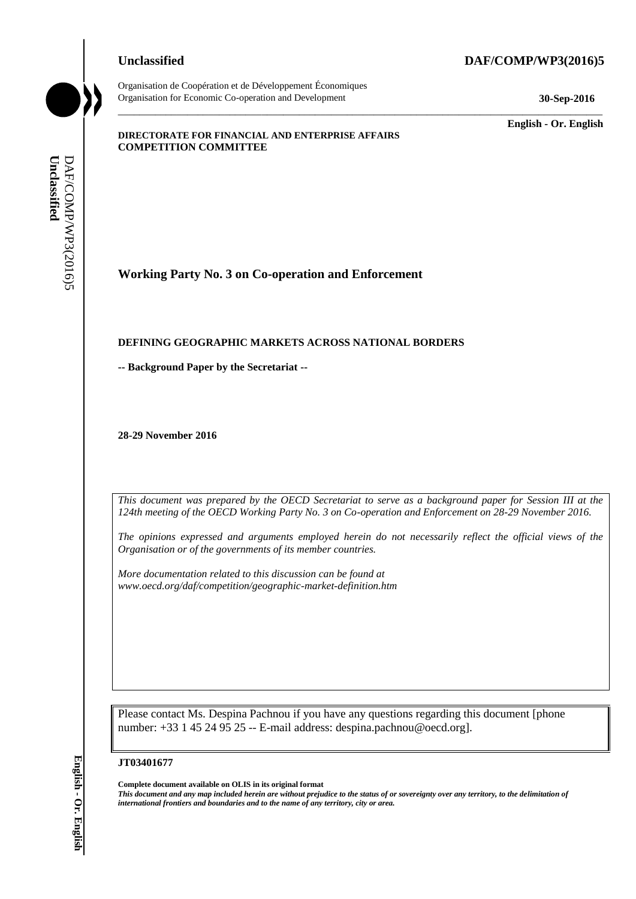**Unclassified** **DAF/COMP/WP3(2016)5**

Organisation de Coopération et de Développement Économiques
Organisation for Economic Co-operation and Development **30-Sep-2016**

**English - Or. English**

**DIRECTORATE FOR FINANCIAL AND ENTERPRISE AFFAIRS**
**COMPETITION COMMITTEE**

## Working Party No. 3 on Co-operation and Enforcement

**DEFINING GEOGRAPHIC MARKETS ACROSS NATIONAL BORDERS**

**-- Background Paper by the Secretariat --**

**28-29 November 2016**

*This document was prepared by the OECD Secretariat to serve as a background paper for Session III at the 124th meeting of the OECD Working Party No. 3 on Co-operation and Enforcement on 28-29 November 2016.*

*The opinions expressed and arguments employed herein do not necessarily reflect the official views of the Organisation or of the governments of its member countries.*

*More documentation related to this discussion can be found at www.oecd.org/daf/competition/geographic-market-definition.htm*

Please contact Ms. Despina Pachnou if you have any questions regarding this document [phone number: +33 1 45 24 95 25 -- E-mail address: despina.pachnou@oecd.org].

**JT03401677**

**Complete document available on OLIS in its original format**
***This document and any map included herein are without prejudice to the status of or sovereignty over any territory, to the delimitation of international frontiers and boundaries and to the name of any territory, city or area.***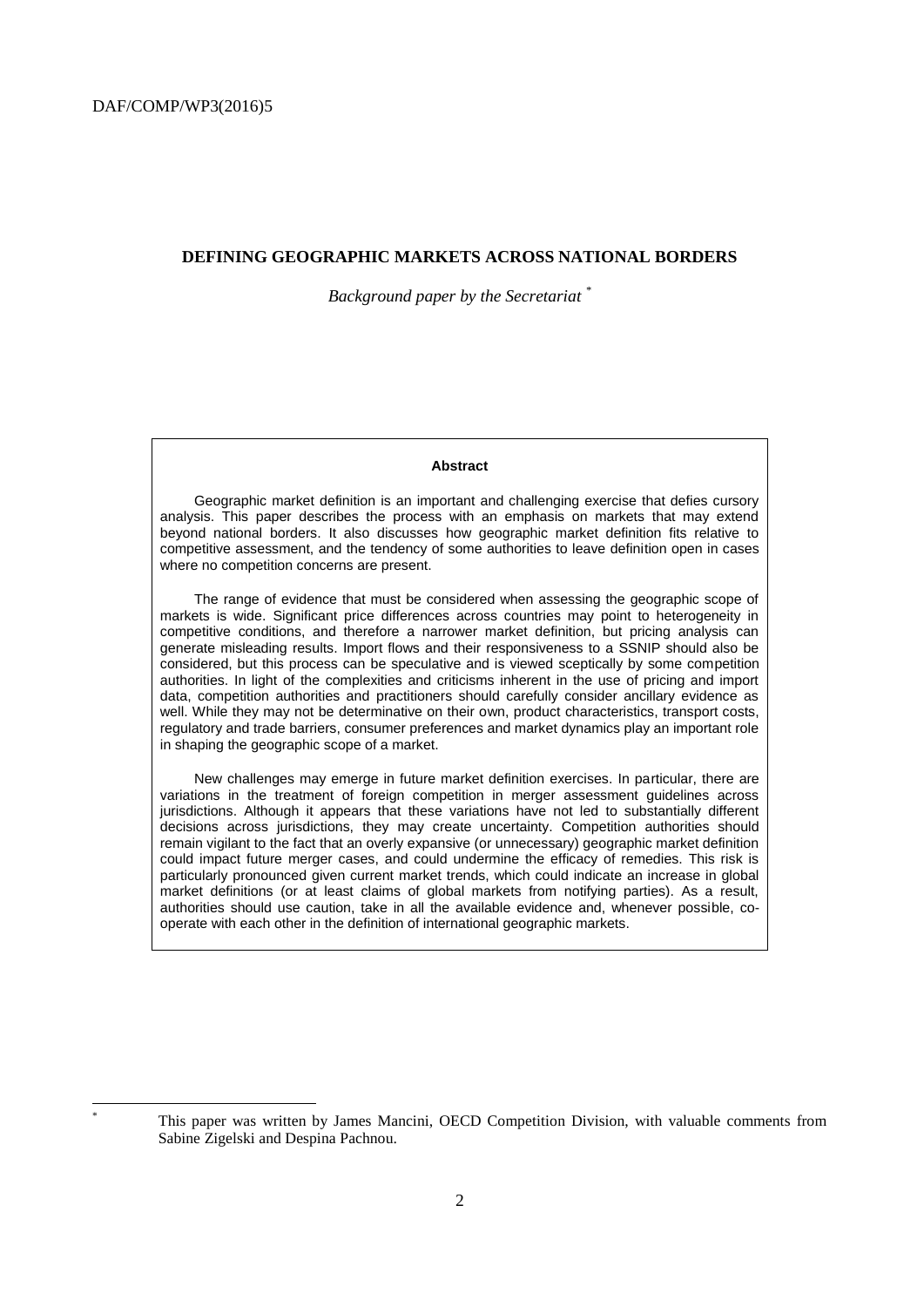## DEFINING GEOGRAPHIC MARKETS ACROSS NATIONAL BORDERS

*Background paper by the Secretariat* [*]

**Abstract**

Geographic market definition is an important and challenging exercise that defies cursory analysis. This paper describes the process with an emphasis on markets that may extend beyond national borders. It also discusses how geographic market definition fits relative to competitive assessment, and the tendency of some authorities to leave definition open in cases where no competition concerns are present.

The range of evidence that must be considered when assessing the geographic scope of markets is wide. Significant price differences across countries may point to heterogeneity in competitive conditions, and therefore a narrower market definition, but pricing analysis can generate misleading results. Import flows and their responsiveness to a SSNIP should also be considered, but this process can be speculative and is viewed sceptically by some competition authorities. In light of the complexities and criticisms inherent in the use of pricing and import data, competition authorities and practitioners should carefully consider ancillary evidence as well. While they may not be determinative on their own, product characteristics, transport costs, regulatory and trade barriers, consumer preferences and market dynamics play an important role in shaping the geographic scope of a market.

New challenges may emerge in future market definition exercises. In particular, there are variations in the treatment of foreign competition in merger assessment guidelines across jurisdictions. Although it appears that these variations have not led to substantially different decisions across jurisdictions, they may create uncertainty. Competition authorities should remain vigilant to the fact that an overly expansive (or unnecessary) geographic market definition could impact future merger cases, and could undermine the efficacy of remedies. This risk is particularly pronounced given current market trends, which could indicate an increase in global market definitions (or at least claims of global markets from notifying parties). As a result, authorities should use caution, take in all the available evidence and, whenever possible, co-operate with each other in the definition of international geographic markets.

[*] This paper was written by James Mancini, OECD Competition Division, with valuable comments from Sabine Zigelski and Despina Pachnou.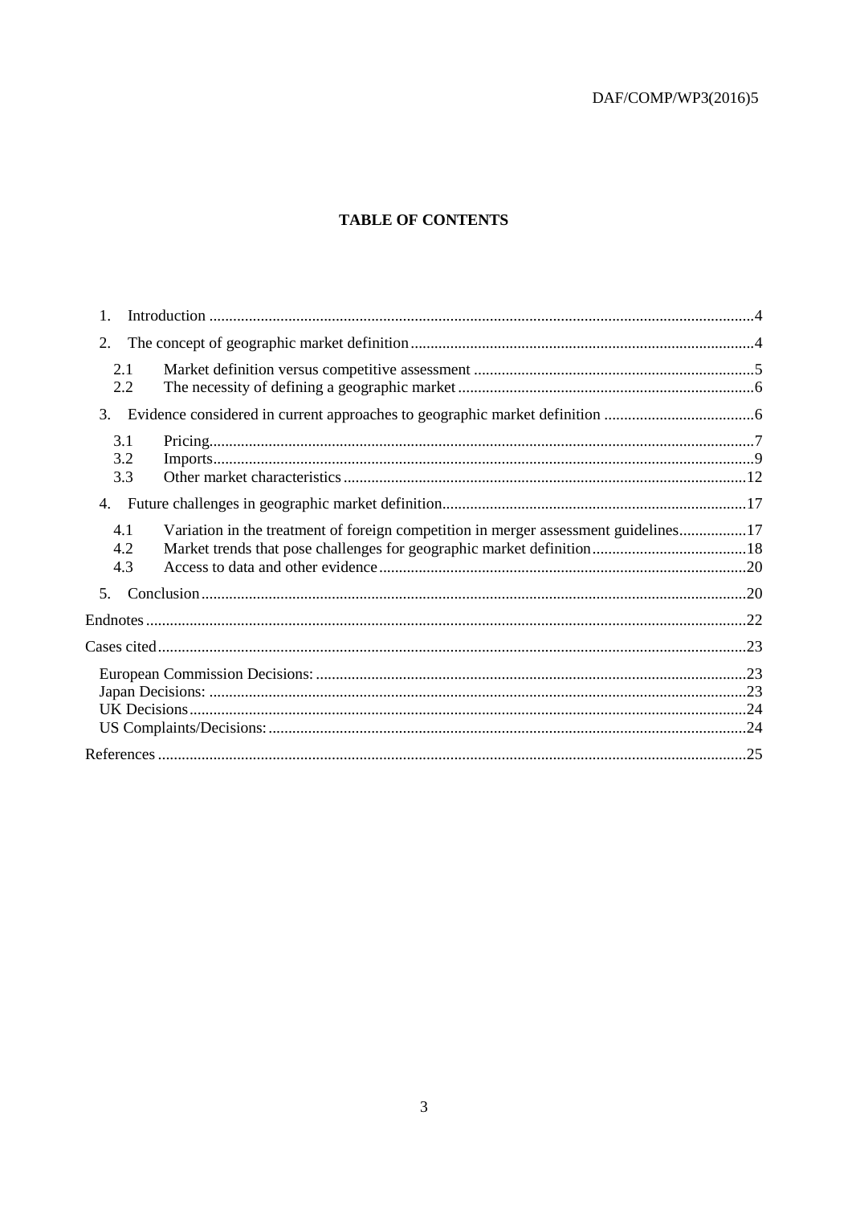# TABLE OF CONTENTS

1. Introduction ....................................................................................................................................4
2. The concept of geographic market definition ..................................................................................4
   - 2.1 Market definition versus competitive assessment ........................................................................5
   - 2.2 The necessity of defining a geographic market ............................................................................6
3. Evidence considered in current approaches to geographic market definition ..................................6
   - 3.1 Pricing...........................................................................................................................................7
   - 3.2 Imports..........................................................................................................................................9
   - 3.3 Other market characteristics .......................................................................................................12
4. Future challenges in geographic market definition..........................................................................17
   - 4.1 Variation in the treatment of foreign competition in merger assessment guidelines...................17
   - 4.2 Market trends that pose challenges for geographic market definition........................................18
   - 4.3 Access to data and other evidence ..............................................................................................20
5. Conclusion ........................................................................................................................................20

Endnotes .................................................................................................................................................22

Cases cited ..............................................................................................................................................23

- European Commission Decisions: .......................................................................................................23
- Japan Decisions: ..................................................................................................................................23
- UK Decisions .......................................................................................................................................24
- US Complaints/Decisions: ...................................................................................................................24

References ...............................................................................................................................................25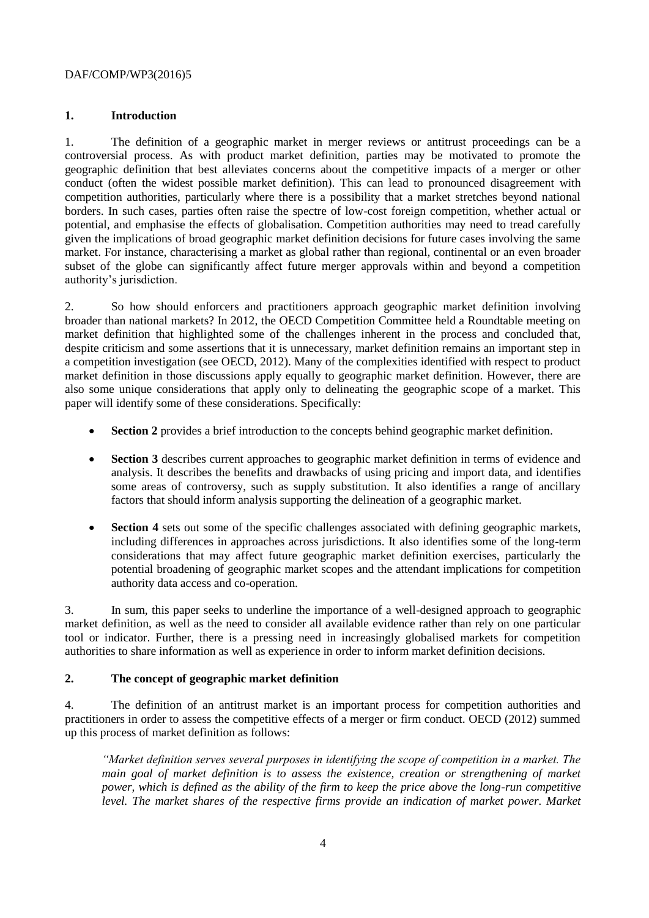## 1. Introduction

1. The definition of a geographic market in merger reviews or antitrust proceedings can be a controversial process. As with product market definition, parties may be motivated to promote the geographic definition that best alleviates concerns about the competitive impacts of a merger or other conduct (often the widest possible market definition). This can lead to pronounced disagreement with competition authorities, particularly where there is a possibility that a market stretches beyond national borders. In such cases, parties often raise the spectre of low-cost foreign competition, whether actual or potential, and emphasise the effects of globalisation. Competition authorities may need to tread carefully given the implications of broad geographic market definition decisions for future cases involving the same market. For instance, characterising a market as global rather than regional, continental or an even broader subset of the globe can significantly affect future merger approvals within and beyond a competition authority's jurisdiction.

2. So how should enforcers and practitioners approach geographic market definition involving broader than national markets? In 2012, the OECD Competition Committee held a Roundtable meeting on market definition that highlighted some of the challenges inherent in the process and concluded that, despite criticism and some assertions that it is unnecessary, market definition remains an important step in a competition investigation (see OECD, 2012). Many of the complexities identified with respect to product market definition in those discussions apply equally to geographic market definition. However, there are also some unique considerations that apply only to delineating the geographic scope of a market. This paper will identify some of these considerations. Specifically:

- **Section 2** provides a brief introduction to the concepts behind geographic market definition.
- **Section 3** describes current approaches to geographic market definition in terms of evidence and analysis. It describes the benefits and drawbacks of using pricing and import data, and identifies some areas of controversy, such as supply substitution. It also identifies a range of ancillary factors that should inform analysis supporting the delineation of a geographic market.
- **Section 4** sets out some of the specific challenges associated with defining geographic markets, including differences in approaches across jurisdictions. It also identifies some of the long-term considerations that may affect future geographic market definition exercises, particularly the potential broadening of geographic market scopes and the attendant implications for competition authority data access and co-operation.

3. In sum, this paper seeks to underline the importance of a well-designed approach to geographic market definition, as well as the need to consider all available evidence rather than rely on one particular tool or indicator. Further, there is a pressing need in increasingly globalised markets for competition authorities to share information as well as experience in order to inform market definition decisions.

## 2. The concept of geographic market definition

4. The definition of an antitrust market is an important process for competition authorities and practitioners in order to assess the competitive effects of a merger or firm conduct. OECD (2012) summed up this process of market definition as follows:

> *"Market definition serves several purposes in identifying the scope of competition in a market. The main goal of market definition is to assess the existence, creation or strengthening of market power, which is defined as the ability of the firm to keep the price above the long-run competitive level. The market shares of the respective firms provide an indication of market power. Market*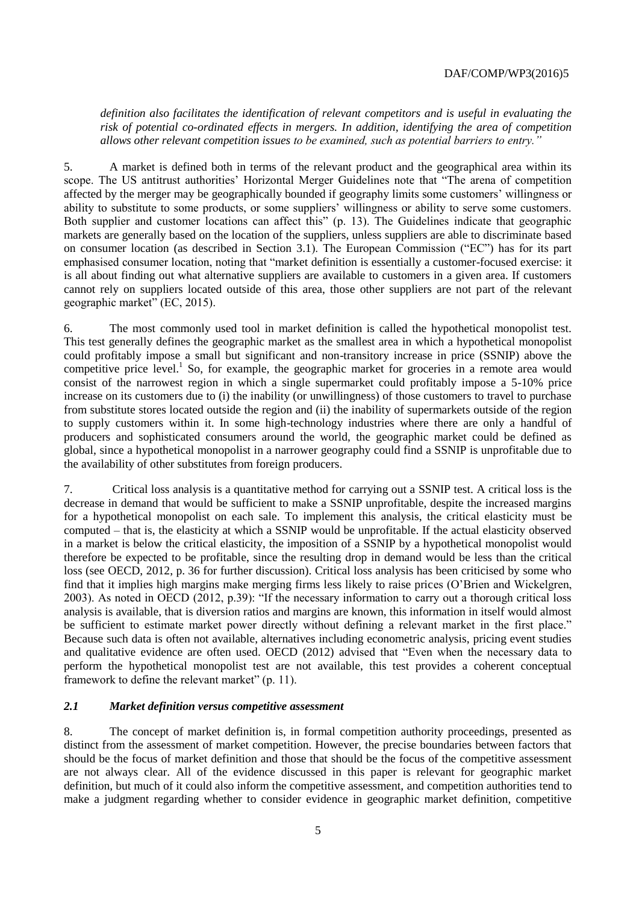*definition also facilitates the identification of relevant competitors and is useful in evaluating the risk of potential co-ordinated effects in mergers. In addition, identifying the area of competition allows other relevant competition issues to be examined, such as potential barriers to entry."*

5. A market is defined both in terms of the relevant product and the geographical area within its scope. The US antitrust authorities' Horizontal Merger Guidelines note that "The arena of competition affected by the merger may be geographically bounded if geography limits some customers' willingness or ability to substitute to some products, or some suppliers' willingness or ability to serve some customers. Both supplier and customer locations can affect this" (p. 13). The Guidelines indicate that geographic markets are generally based on the location of the suppliers, unless suppliers are able to discriminate based on consumer location (as described in Section 3.1). The European Commission ("EC") has for its part emphasised consumer location, noting that "market definition is essentially a customer-focused exercise: it is all about finding out what alternative suppliers are available to customers in a given area. If customers cannot rely on suppliers located outside of this area, those other suppliers are not part of the relevant geographic market" (EC, 2015).

6. The most commonly used tool in market definition is called the hypothetical monopolist test. This test generally defines the geographic market as the smallest area in which a hypothetical monopolist could profitably impose a small but significant and non-transitory increase in price (SSNIP) above the competitive price level.[1] So, for example, the geographic market for groceries in a remote area would consist of the narrowest region in which a single supermarket could profitably impose a 5-10% price increase on its customers due to (i) the inability (or unwillingness) of those customers to travel to purchase from substitute stores located outside the region and (ii) the inability of supermarkets outside of the region to supply customers within it. In some high-technology industries where there are only a handful of producers and sophisticated consumers around the world, the geographic market could be defined as global, since a hypothetical monopolist in a narrower geography could find a SSNIP is unprofitable due to the availability of other substitutes from foreign producers.

7. Critical loss analysis is a quantitative method for carrying out a SSNIP test. A critical loss is the decrease in demand that would be sufficient to make a SSNIP unprofitable, despite the increased margins for a hypothetical monopolist on each sale. To implement this analysis, the critical elasticity must be computed – that is, the elasticity at which a SSNIP would be unprofitable. If the actual elasticity observed in a market is below the critical elasticity, the imposition of a SSNIP by a hypothetical monopolist would therefore be expected to be profitable, since the resulting drop in demand would be less than the critical loss (see OECD, 2012, p. 36 for further discussion). Critical loss analysis has been criticised by some who find that it implies high margins make merging firms less likely to raise prices (O'Brien and Wickelgren, 2003). As noted in OECD (2012, p.39): "If the necessary information to carry out a thorough critical loss analysis is available, that is diversion ratios and margins are known, this information in itself would almost be sufficient to estimate market power directly without defining a relevant market in the first place." Because such data is often not available, alternatives including econometric analysis, pricing event studies and qualitative evidence are often used. OECD (2012) advised that "Even when the necessary data to perform the hypothetical monopolist test are not available, this test provides a coherent conceptual framework to define the relevant market" (p. 11).

### *2.1 Market definition versus competitive assessment*

8. The concept of market definition is, in formal competition authority proceedings, presented as distinct from the assessment of market competition. However, the precise boundaries between factors that should be the focus of market definition and those that should be the focus of the competitive assessment are not always clear. All of the evidence discussed in this paper is relevant for geographic market definition, but much of it could also inform the competitive assessment, and competition authorities tend to make a judgment regarding whether to consider evidence in geographic market definition, competitive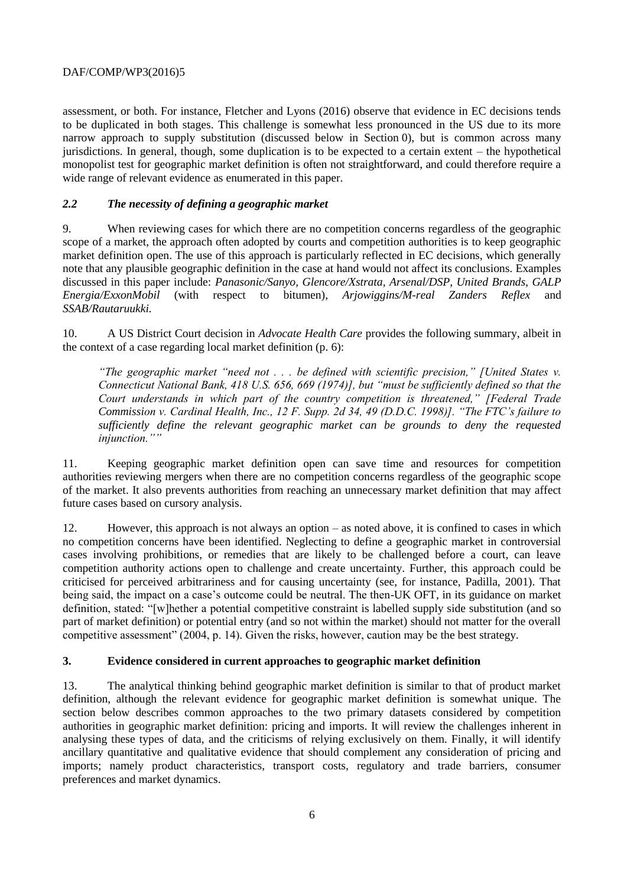assessment, or both. For instance, Fletcher and Lyons (2016) observe that evidence in EC decisions tends to be duplicated in both stages. This challenge is somewhat less pronounced in the US due to its more narrow approach to supply substitution (discussed below in Section 0), but is common across many jurisdictions. In general, though, some duplication is to be expected to a certain extent – the hypothetical monopolist test for geographic market definition is often not straightforward, and could therefore require a wide range of relevant evidence as enumerated in this paper.

### *2.2 The necessity of defining a geographic market*

9. When reviewing cases for which there are no competition concerns regardless of the geographic scope of a market, the approach often adopted by courts and competition authorities is to keep geographic market definition open. The use of this approach is particularly reflected in EC decisions, which generally note that any plausible geographic definition in the case at hand would not affect its conclusions. Examples discussed in this paper include: *Panasonic/Sanyo*, *Glencore/Xstrata*, *Arsenal/DSP*, *United Brands*, *GALP Energia/ExxonMobil* (with respect to bitumen), *Arjowiggins/M-real Zanders Reflex* and *SSAB/Rautaruukki*.

10. A US District Court decision in *Advocate Health Care* provides the following summary, albeit in the context of a case regarding local market definition (p. 6):

> *"The geographic market "need not . . . be defined with scientific precision," [United States v. Connecticut National Bank, 418 U.S. 656, 669 (1974)], but "must be sufficiently defined so that the Court understands in which part of the country competition is threatened," [Federal Trade Commission v. Cardinal Health, Inc., 12 F. Supp. 2d 34, 49 (D.D.C. 1998)]. "The FTC's failure to sufficiently define the relevant geographic market can be grounds to deny the requested injunction.""*

11. Keeping geographic market definition open can save time and resources for competition authorities reviewing mergers when there are no competition concerns regardless of the geographic scope of the market. It also prevents authorities from reaching an unnecessary market definition that may affect future cases based on cursory analysis.

12. However, this approach is not always an option – as noted above, it is confined to cases in which no competition concerns have been identified. Neglecting to define a geographic market in controversial cases involving prohibitions, or remedies that are likely to be challenged before a court, can leave competition authority actions open to challenge and create uncertainty. Further, this approach could be criticised for perceived arbitrariness and for causing uncertainty (see, for instance, Padilla, 2001). That being said, the impact on a case's outcome could be neutral. The then-UK OFT, in its guidance on market definition, stated: "[w]hether a potential competitive constraint is labelled supply side substitution (and so part of market definition) or potential entry (and so not within the market) should not matter for the overall competitive assessment" (2004, p. 14). Given the risks, however, caution may be the best strategy.

## 3. Evidence considered in current approaches to geographic market definition

13. The analytical thinking behind geographic market definition is similar to that of product market definition, although the relevant evidence for geographic market definition is somewhat unique. The section below describes common approaches to the two primary datasets considered by competition authorities in geographic market definition: pricing and imports. It will review the challenges inherent in analysing these types of data, and the criticisms of relying exclusively on them. Finally, it will identify ancillary quantitative and qualitative evidence that should complement any consideration of pricing and imports; namely product characteristics, transport costs, regulatory and trade barriers, consumer preferences and market dynamics.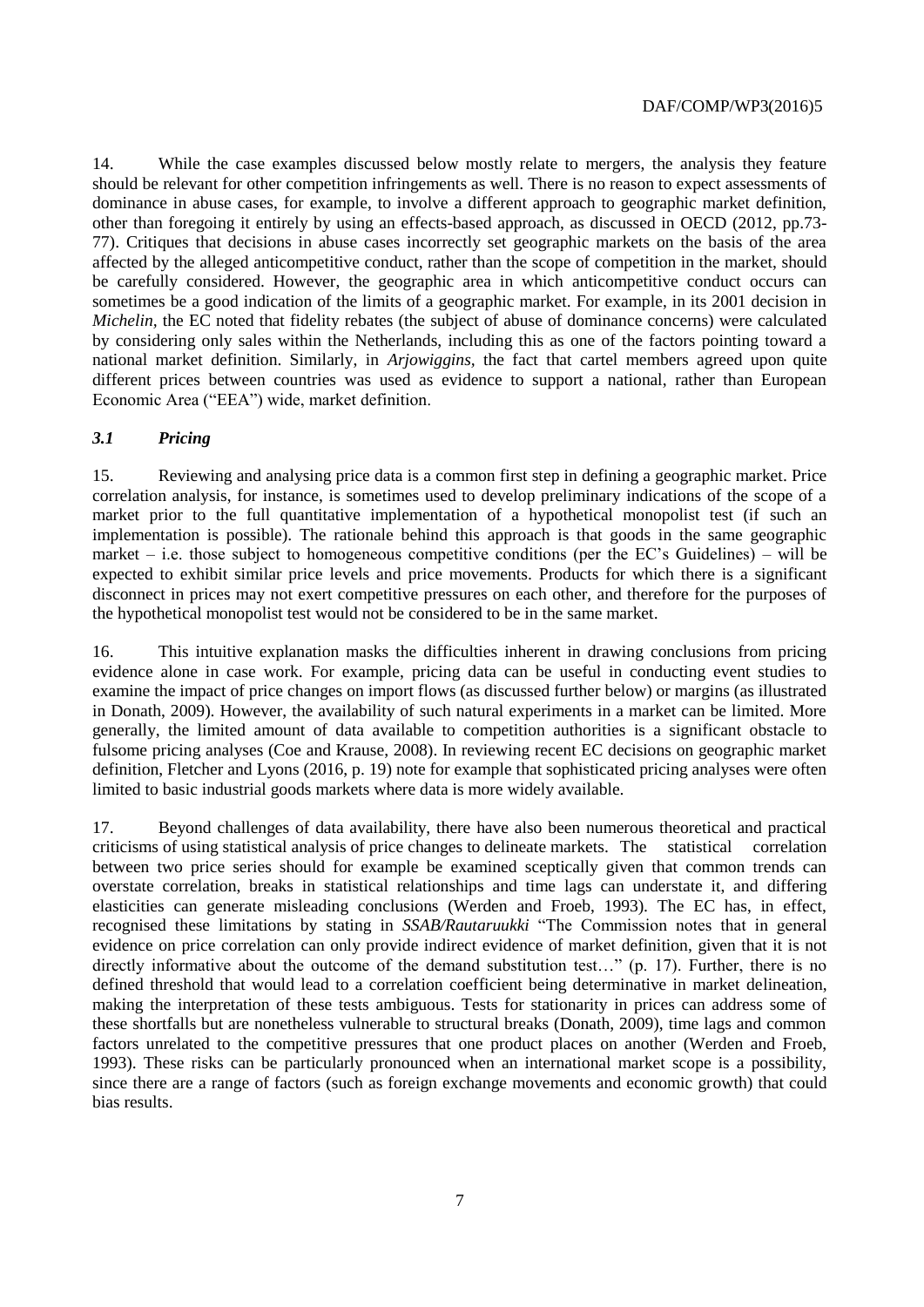14. While the case examples discussed below mostly relate to mergers, the analysis they feature should be relevant for other competition infringements as well. There is no reason to expect assessments of dominance in abuse cases, for example, to involve a different approach to geographic market definition, other than foregoing it entirely by using an effects-based approach, as discussed in OECD (2012, pp.73-77). Critiques that decisions in abuse cases incorrectly set geographic markets on the basis of the area affected by the alleged anticompetitive conduct, rather than the scope of competition in the market, should be carefully considered. However, the geographic area in which anticompetitive conduct occurs can sometimes be a good indication of the limits of a geographic market. For example, in its 2001 decision in *Michelin*, the EC noted that fidelity rebates (the subject of abuse of dominance concerns) were calculated by considering only sales within the Netherlands, including this as one of the factors pointing toward a national market definition. Similarly, in *Arjowiggins*, the fact that cartel members agreed upon quite different prices between countries was used as evidence to support a national, rather than European Economic Area ("EEA") wide, market definition.

### *3.1 Pricing*

15. Reviewing and analysing price data is a common first step in defining a geographic market. Price correlation analysis, for instance, is sometimes used to develop preliminary indications of the scope of a market prior to the full quantitative implementation of a hypothetical monopolist test (if such an implementation is possible). The rationale behind this approach is that goods in the same geographic market – i.e. those subject to homogeneous competitive conditions (per the EC's Guidelines) – will be expected to exhibit similar price levels and price movements. Products for which there is a significant disconnect in prices may not exert competitive pressures on each other, and therefore for the purposes of the hypothetical monopolist test would not be considered to be in the same market.

16. This intuitive explanation masks the difficulties inherent in drawing conclusions from pricing evidence alone in case work. For example, pricing data can be useful in conducting event studies to examine the impact of price changes on import flows (as discussed further below) or margins (as illustrated in Donath, 2009). However, the availability of such natural experiments in a market can be limited. More generally, the limited amount of data available to competition authorities is a significant obstacle to fulsome pricing analyses (Coe and Krause, 2008). In reviewing recent EC decisions on geographic market definition, Fletcher and Lyons (2016, p. 19) note for example that sophisticated pricing analyses were often limited to basic industrial goods markets where data is more widely available.

17. Beyond challenges of data availability, there have also been numerous theoretical and practical criticisms of using statistical analysis of price changes to delineate markets. The statistical correlation between two price series should for example be examined sceptically given that common trends can overstate correlation, breaks in statistical relationships and time lags can understate it, and differing elasticities can generate misleading conclusions (Werden and Froeb, 1993). The EC has, in effect, recognised these limitations by stating in *SSAB/Rautaruukki* "The Commission notes that in general evidence on price correlation can only provide indirect evidence of market definition, given that it is not directly informative about the outcome of the demand substitution test…" (p. 17). Further, there is no defined threshold that would lead to a correlation coefficient being determinative in market delineation, making the interpretation of these tests ambiguous. Tests for stationarity in prices can address some of these shortfalls but are nonetheless vulnerable to structural breaks (Donath, 2009), time lags and common factors unrelated to the competitive pressures that one product places on another (Werden and Froeb, 1993). These risks can be particularly pronounced when an international market scope is a possibility, since there are a range of factors (such as foreign exchange movements and economic growth) that could bias results.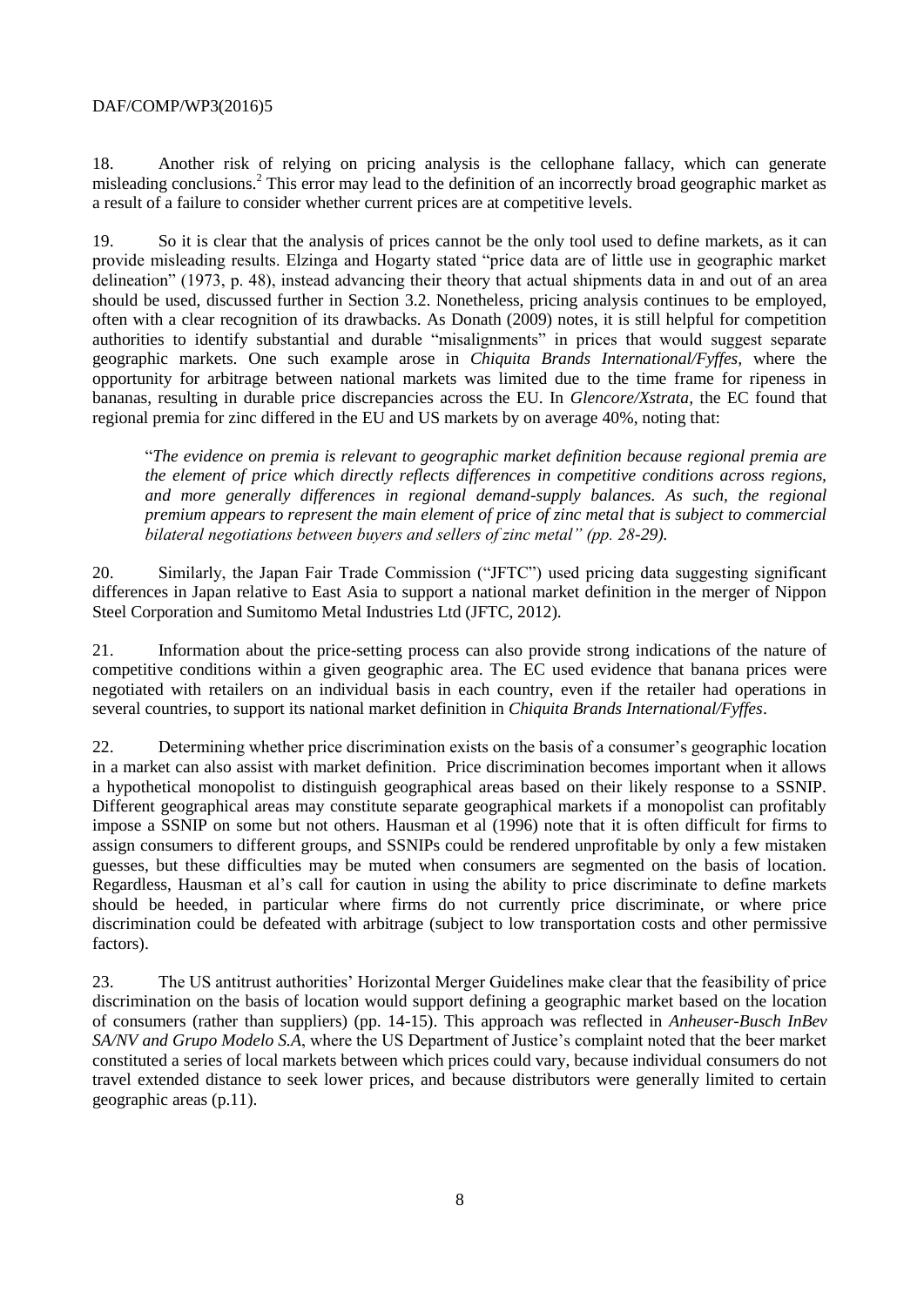18. Another risk of relying on pricing analysis is the cellophane fallacy, which can generate misleading conclusions.[2] This error may lead to the definition of an incorrectly broad geographic market as a result of a failure to consider whether current prices are at competitive levels.

19. So it is clear that the analysis of prices cannot be the only tool used to define markets, as it can provide misleading results. Elzinga and Hogarty stated "price data are of little use in geographic market delineation" (1973, p. 48), instead advancing their theory that actual shipments data in and out of an area should be used, discussed further in Section 3.2. Nonetheless, pricing analysis continues to be employed, often with a clear recognition of its drawbacks. As Donath (2009) notes, it is still helpful for competition authorities to identify substantial and durable "misalignments" in prices that would suggest separate geographic markets. One such example arose in *Chiquita Brands International/Fyffes*, where the opportunity for arbitrage between national markets was limited due to the time frame for ripeness in bananas, resulting in durable price discrepancies across the EU. In *Glencore/Xstrata*, the EC found that regional premia for zinc differed in the EU and US markets by on average 40%, noting that:

> "*The evidence on premia is relevant to geographic market definition because regional premia are the element of price which directly reflects differences in competitive conditions across regions, and more generally differences in regional demand-supply balances. As such, the regional premium appears to represent the main element of price of zinc metal that is subject to commercial bilateral negotiations between buyers and sellers of zinc metal" (pp. 28-29).*

20. Similarly, the Japan Fair Trade Commission ("JFTC") used pricing data suggesting significant differences in Japan relative to East Asia to support a national market definition in the merger of Nippon Steel Corporation and Sumitomo Metal Industries Ltd (JFTC, 2012).

21. Information about the price-setting process can also provide strong indications of the nature of competitive conditions within a given geographic area. The EC used evidence that banana prices were negotiated with retailers on an individual basis in each country, even if the retailer had operations in several countries, to support its national market definition in *Chiquita Brands International/Fyffes*.

22. Determining whether price discrimination exists on the basis of a consumer's geographic location in a market can also assist with market definition. Price discrimination becomes important when it allows a hypothetical monopolist to distinguish geographical areas based on their likely response to a SSNIP. Different geographical areas may constitute separate geographical markets if a monopolist can profitably impose a SSNIP on some but not others. Hausman et al (1996) note that it is often difficult for firms to assign consumers to different groups, and SSNIPs could be rendered unprofitable by only a few mistaken guesses, but these difficulties may be muted when consumers are segmented on the basis of location. Regardless, Hausman et al's call for caution in using the ability to price discriminate to define markets should be heeded, in particular where firms do not currently price discriminate, or where price discrimination could be defeated with arbitrage (subject to low transportation costs and other permissive factors).

23. The US antitrust authorities' Horizontal Merger Guidelines make clear that the feasibility of price discrimination on the basis of location would support defining a geographic market based on the location of consumers (rather than suppliers) (pp. 14-15). This approach was reflected in *Anheuser-Busch InBev SA/NV and Grupo Modelo S.A*, where the US Department of Justice's complaint noted that the beer market constituted a series of local markets between which prices could vary, because individual consumers do not travel extended distance to seek lower prices, and because distributors were generally limited to certain geographic areas (p.11).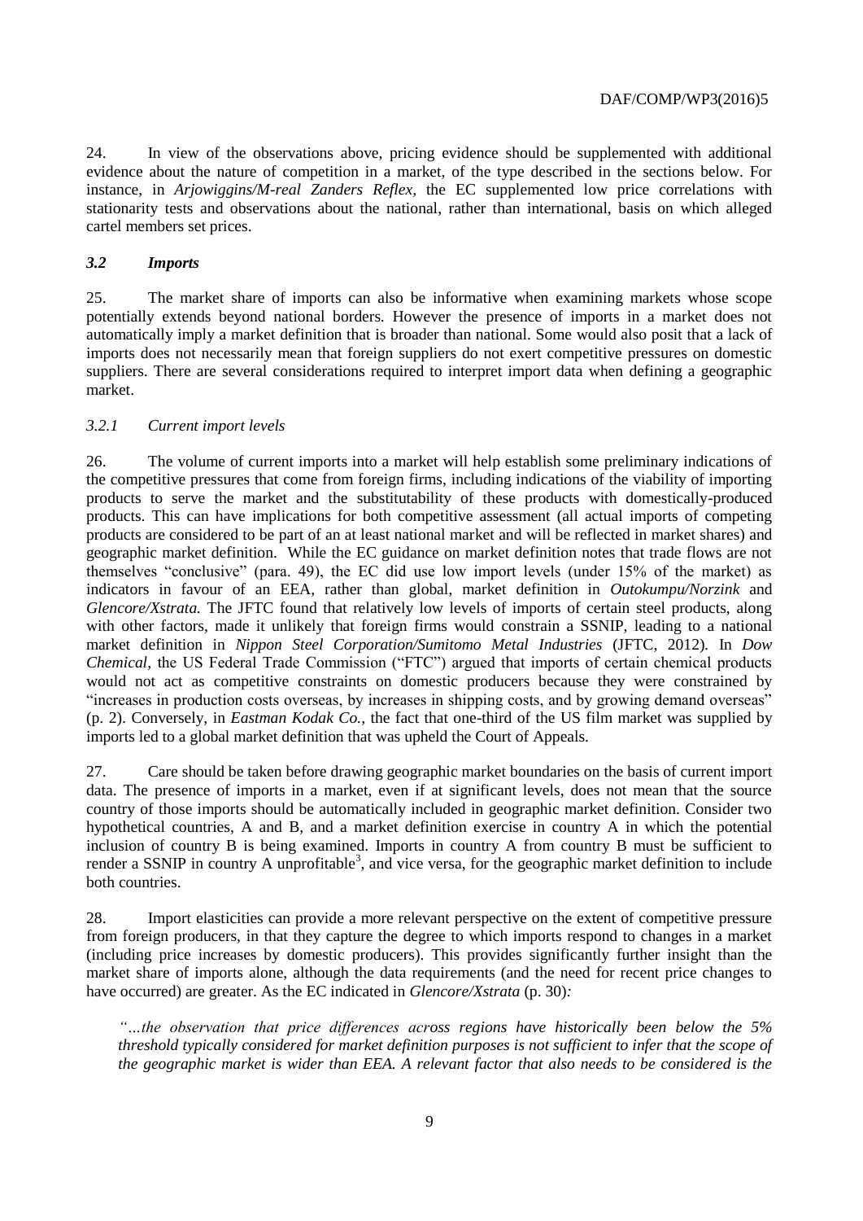24. In view of the observations above, pricing evidence should be supplemented with additional evidence about the nature of competition in a market, of the type described in the sections below. For instance, in *Arjowiggins/M-real Zanders Reflex*, the EC supplemented low price correlations with stationarity tests and observations about the national, rather than international, basis on which alleged cartel members set prices.

### *3.2 Imports*

25. The market share of imports can also be informative when examining markets whose scope potentially extends beyond national borders. However the presence of imports in a market does not automatically imply a market definition that is broader than national. Some would also posit that a lack of imports does not necessarily mean that foreign suppliers do not exert competitive pressures on domestic suppliers. There are several considerations required to interpret import data when defining a geographic market.

#### *3.2.1 Current import levels*

26. The volume of current imports into a market will help establish some preliminary indications of the competitive pressures that come from foreign firms, including indications of the viability of importing products to serve the market and the substitutability of these products with domestically-produced products. This can have implications for both competitive assessment (all actual imports of competing products are considered to be part of an at least national market and will be reflected in market shares) and geographic market definition. While the EC guidance on market definition notes that trade flows are not themselves "conclusive" (para. 49), the EC did use low import levels (under 15% of the market) as indicators in favour of an EEA, rather than global, market definition in *Outokumpu/Norzink* and *Glencore/Xstrata.* The JFTC found that relatively low levels of imports of certain steel products, along with other factors, made it unlikely that foreign firms would constrain a SSNIP, leading to a national market definition in *Nippon Steel Corporation/Sumitomo Metal Industries* (JFTC, 2012). In *Dow Chemical*, the US Federal Trade Commission ("FTC") argued that imports of certain chemical products would not act as competitive constraints on domestic producers because they were constrained by "increases in production costs overseas, by increases in shipping costs, and by growing demand overseas" (p. 2). Conversely, in *Eastman Kodak Co.*, the fact that one-third of the US film market was supplied by imports led to a global market definition that was upheld the Court of Appeals.

27. Care should be taken before drawing geographic market boundaries on the basis of current import data. The presence of imports in a market, even if at significant levels, does not mean that the source country of those imports should be automatically included in geographic market definition. Consider two hypothetical countries, A and B, and a market definition exercise in country A in which the potential inclusion of country B is being examined. Imports in country A from country B must be sufficient to render a SSNIP in country A unprofitable[3], and vice versa, for the geographic market definition to include both countries.

28. Import elasticities can provide a more relevant perspective on the extent of competitive pressure from foreign producers, in that they capture the degree to which imports respond to changes in a market (including price increases by domestic producers). This provides significantly further insight than the market share of imports alone, although the data requirements (and the need for recent price changes to have occurred) are greater. As the EC indicated in *Glencore/Xstrata* (p. 30)*:*

*"…the observation that price differences across regions have historically been below the 5% threshold typically considered for market definition purposes is not sufficient to infer that the scope of the geographic market is wider than EEA. A relevant factor that also needs to be considered is the*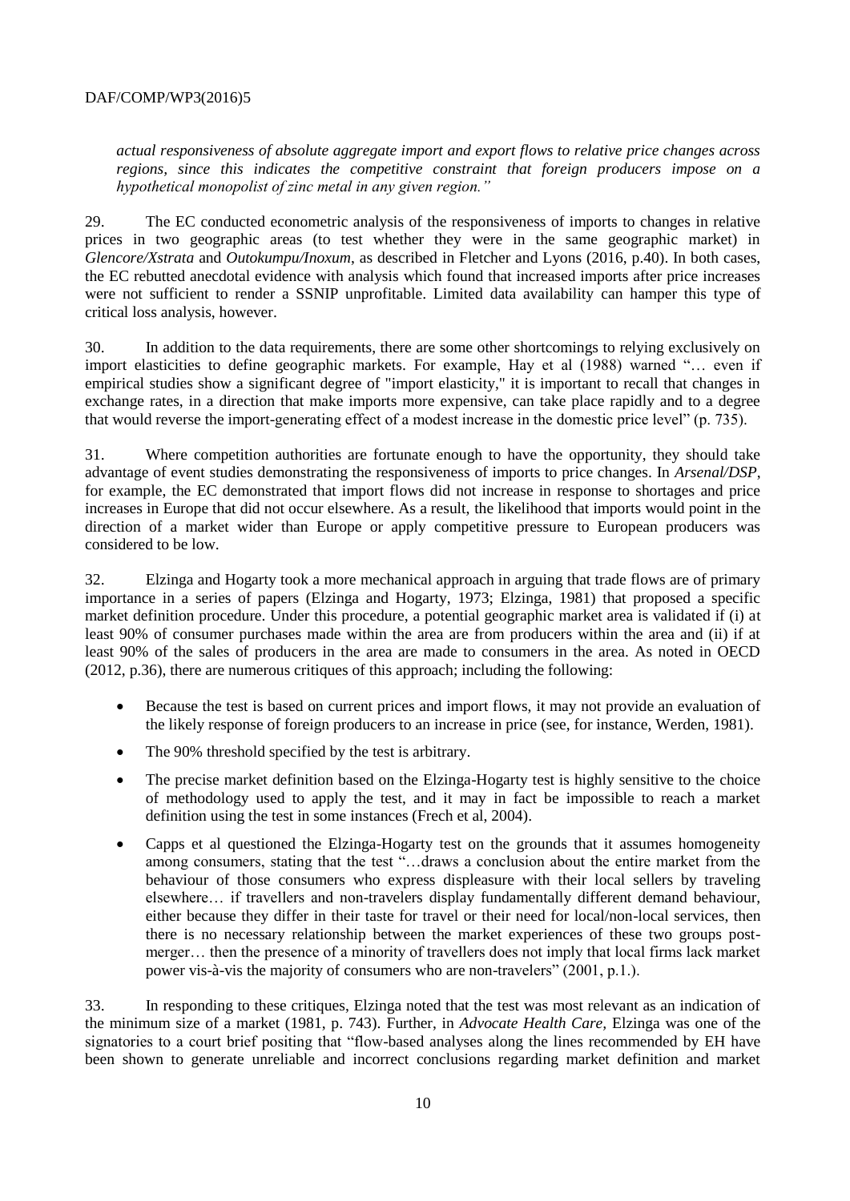*actual responsiveness of absolute aggregate import and export flows to relative price changes across regions, since this indicates the competitive constraint that foreign producers impose on a hypothetical monopolist of zinc metal in any given region."*

29. The EC conducted econometric analysis of the responsiveness of imports to changes in relative prices in two geographic areas (to test whether they were in the same geographic market) in *Glencore/Xstrata* and *Outokumpu/Inoxum*, as described in Fletcher and Lyons (2016, p.40). In both cases, the EC rebutted anecdotal evidence with analysis which found that increased imports after price increases were not sufficient to render a SSNIP unprofitable. Limited data availability can hamper this type of critical loss analysis, however.

30. In addition to the data requirements, there are some other shortcomings to relying exclusively on import elasticities to define geographic markets. For example, Hay et al (1988) warned "… even if empirical studies show a significant degree of "import elasticity," it is important to recall that changes in exchange rates, in a direction that make imports more expensive, can take place rapidly and to a degree that would reverse the import-generating effect of a modest increase in the domestic price level" (p. 735).

31. Where competition authorities are fortunate enough to have the opportunity, they should take advantage of event studies demonstrating the responsiveness of imports to price changes. In *Arsenal/DSP*, for example, the EC demonstrated that import flows did not increase in response to shortages and price increases in Europe that did not occur elsewhere. As a result, the likelihood that imports would point in the direction of a market wider than Europe or apply competitive pressure to European producers was considered to be low.

32. Elzinga and Hogarty took a more mechanical approach in arguing that trade flows are of primary importance in a series of papers (Elzinga and Hogarty, 1973; Elzinga, 1981) that proposed a specific market definition procedure. Under this procedure, a potential geographic market area is validated if (i) at least 90% of consumer purchases made within the area are from producers within the area and (ii) if at least 90% of the sales of producers in the area are made to consumers in the area. As noted in OECD (2012, p.36), there are numerous critiques of this approach; including the following:

- Because the test is based on current prices and import flows, it may not provide an evaluation of the likely response of foreign producers to an increase in price (see, for instance, Werden, 1981).
- The 90% threshold specified by the test is arbitrary.
- The precise market definition based on the Elzinga-Hogarty test is highly sensitive to the choice of methodology used to apply the test, and it may in fact be impossible to reach a market definition using the test in some instances (Frech et al, 2004).
- Capps et al questioned the Elzinga-Hogarty test on the grounds that it assumes homogeneity among consumers, stating that the test "…draws a conclusion about the entire market from the behaviour of those consumers who express displeasure with their local sellers by traveling elsewhere… if travellers and non-travelers display fundamentally different demand behaviour, either because they differ in their taste for travel or their need for local/non-local services, then there is no necessary relationship between the market experiences of these two groups post-merger… then the presence of a minority of travellers does not imply that local firms lack market power vis-à-vis the majority of consumers who are non-travelers" (2001, p.1.).

33. In responding to these critiques, Elzinga noted that the test was most relevant as an indication of the minimum size of a market (1981, p. 743). Further, in *Advocate Health Care*, Elzinga was one of the signatories to a court brief positing that "flow-based analyses along the lines recommended by EH have been shown to generate unreliable and incorrect conclusions regarding market definition and market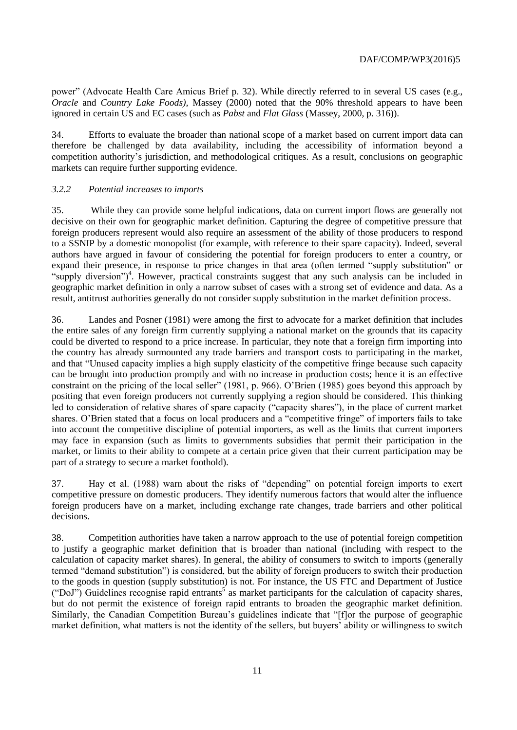power" (Advocate Health Care Amicus Brief p. 32). While directly referred to in several US cases (e.g., *Oracle* and *Country Lake Foods),* Massey (2000) noted that the 90% threshold appears to have been ignored in certain US and EC cases (such as *Pabst* and *Flat Glass* (Massey, 2000, p. 316)).

34. Efforts to evaluate the broader than national scope of a market based on current import data can therefore be challenged by data availability, including the accessibility of information beyond a competition authority's jurisdiction, and methodological critiques. As a result, conclusions on geographic markets can require further supporting evidence.

### *3.2.2 Potential increases to imports*

35. While they can provide some helpful indications, data on current import flows are generally not decisive on their own for geographic market definition. Capturing the degree of competitive pressure that foreign producers represent would also require an assessment of the ability of those producers to respond to a SSNIP by a domestic monopolist (for example, with reference to their spare capacity). Indeed, several authors have argued in favour of considering the potential for foreign producers to enter a country, or expand their presence, in response to price changes in that area (often termed "supply substitution" or "supply diversion")[4]. However, practical constraints suggest that any such analysis can be included in geographic market definition in only a narrow subset of cases with a strong set of evidence and data. As a result, antitrust authorities generally do not consider supply substitution in the market definition process.

36. Landes and Posner (1981) were among the first to advocate for a market definition that includes the entire sales of any foreign firm currently supplying a national market on the grounds that its capacity could be diverted to respond to a price increase. In particular, they note that a foreign firm importing into the country has already surmounted any trade barriers and transport costs to participating in the market, and that "Unused capacity implies a high supply elasticity of the competitive fringe because such capacity can be brought into production promptly and with no increase in production costs; hence it is an effective constraint on the pricing of the local seller" (1981, p. 966). O'Brien (1985) goes beyond this approach by positing that even foreign producers not currently supplying a region should be considered. This thinking led to consideration of relative shares of spare capacity ("capacity shares"), in the place of current market shares. O'Brien stated that a focus on local producers and a "competitive fringe" of importers fails to take into account the competitive discipline of potential importers, as well as the limits that current importers may face in expansion (such as limits to governments subsidies that permit their participation in the market, or limits to their ability to compete at a certain price given that their current participation may be part of a strategy to secure a market foothold).

37. Hay et al. (1988) warn about the risks of "depending" on potential foreign imports to exert competitive pressure on domestic producers. They identify numerous factors that would alter the influence foreign producers have on a market, including exchange rate changes, trade barriers and other political decisions.

38. Competition authorities have taken a narrow approach to the use of potential foreign competition to justify a geographic market definition that is broader than national (including with respect to the calculation of capacity market shares). In general, the ability of consumers to switch to imports (generally termed "demand substitution") is considered, but the ability of foreign producers to switch their production to the goods in question (supply substitution) is not. For instance, the US FTC and Department of Justice ("DoJ") Guidelines recognise rapid entrants[5] as market participants for the calculation of capacity shares, but do not permit the existence of foreign rapid entrants to broaden the geographic market definition. Similarly, the Canadian Competition Bureau's guidelines indicate that "[f]or the purpose of geographic market definition, what matters is not the identity of the sellers, but buyers' ability or willingness to switch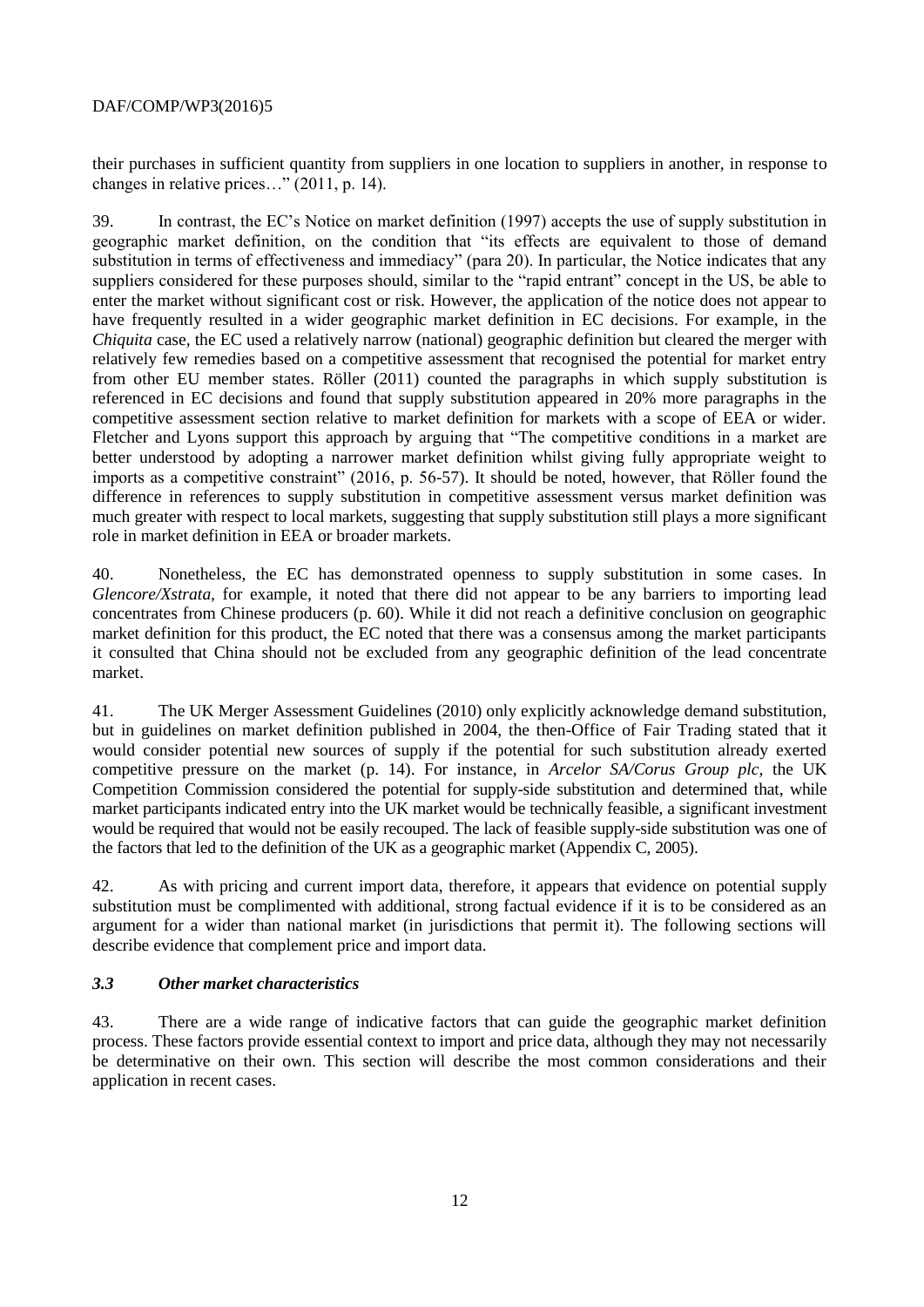their purchases in sufficient quantity from suppliers in one location to suppliers in another, in response to changes in relative prices…" (2011, p. 14).

39. In contrast, the EC's Notice on market definition (1997) accepts the use of supply substitution in geographic market definition, on the condition that "its effects are equivalent to those of demand substitution in terms of effectiveness and immediacy" (para 20). In particular, the Notice indicates that any suppliers considered for these purposes should, similar to the "rapid entrant" concept in the US, be able to enter the market without significant cost or risk. However, the application of the notice does not appear to have frequently resulted in a wider geographic market definition in EC decisions. For example, in the *Chiquita* case, the EC used a relatively narrow (national) geographic definition but cleared the merger with relatively few remedies based on a competitive assessment that recognised the potential for market entry from other EU member states. Röller (2011) counted the paragraphs in which supply substitution is referenced in EC decisions and found that supply substitution appeared in 20% more paragraphs in the competitive assessment section relative to market definition for markets with a scope of EEA or wider. Fletcher and Lyons support this approach by arguing that "The competitive conditions in a market are better understood by adopting a narrower market definition whilst giving fully appropriate weight to imports as a competitive constraint" (2016, p. 56-57). It should be noted, however, that Röller found the difference in references to supply substitution in competitive assessment versus market definition was much greater with respect to local markets, suggesting that supply substitution still plays a more significant role in market definition in EEA or broader markets.

40. Nonetheless, the EC has demonstrated openness to supply substitution in some cases. In *Glencore/Xstrata,* for example, it noted that there did not appear to be any barriers to importing lead concentrates from Chinese producers (p. 60). While it did not reach a definitive conclusion on geographic market definition for this product, the EC noted that there was a consensus among the market participants it consulted that China should not be excluded from any geographic definition of the lead concentrate market.

41. The UK Merger Assessment Guidelines (2010) only explicitly acknowledge demand substitution, but in guidelines on market definition published in 2004, the then-Office of Fair Trading stated that it would consider potential new sources of supply if the potential for such substitution already exerted competitive pressure on the market (p. 14). For instance, in *Arcelor SA/Corus Group plc,* the UK Competition Commission considered the potential for supply-side substitution and determined that, while market participants indicated entry into the UK market would be technically feasible, a significant investment would be required that would not be easily recouped. The lack of feasible supply-side substitution was one of the factors that led to the definition of the UK as a geographic market (Appendix C, 2005).

42. As with pricing and current import data, therefore, it appears that evidence on potential supply substitution must be complimented with additional, strong factual evidence if it is to be considered as an argument for a wider than national market (in jurisdictions that permit it). The following sections will describe evidence that complement price and import data.

### *3.3 Other market characteristics*

43. There are a wide range of indicative factors that can guide the geographic market definition process. These factors provide essential context to import and price data, although they may not necessarily be determinative on their own. This section will describe the most common considerations and their application in recent cases.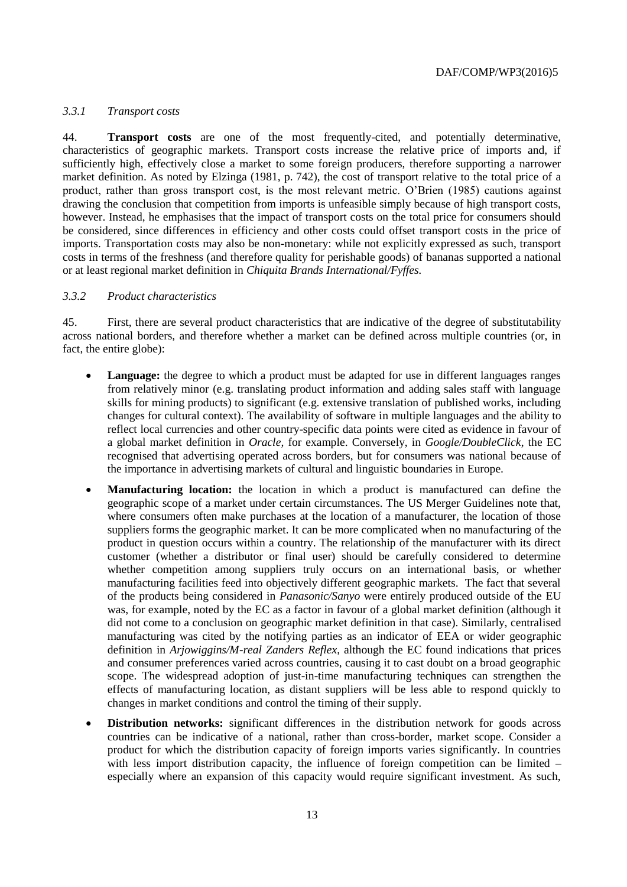### *3.3.1 Transport costs*

44. **Transport costs** are one of the most frequently-cited, and potentially determinative, characteristics of geographic markets. Transport costs increase the relative price of imports and, if sufficiently high, effectively close a market to some foreign producers, therefore supporting a narrower market definition. As noted by Elzinga (1981, p. 742), the cost of transport relative to the total price of a product, rather than gross transport cost, is the most relevant metric. O'Brien (1985) cautions against drawing the conclusion that competition from imports is unfeasible simply because of high transport costs, however. Instead, he emphasises that the impact of transport costs on the total price for consumers should be considered, since differences in efficiency and other costs could offset transport costs in the price of imports. Transportation costs may also be non-monetary: while not explicitly expressed as such, transport costs in terms of the freshness (and therefore quality for perishable goods) of bananas supported a national or at least regional market definition in *Chiquita Brands International/Fyffes.*

### *3.3.2 Product characteristics*

45. First, there are several product characteristics that are indicative of the degree of substitutability across national borders, and therefore whether a market can be defined across multiple countries (or, in fact, the entire globe):

- **Language:** the degree to which a product must be adapted for use in different languages ranges from relatively minor (e.g. translating product information and adding sales staff with language skills for mining products) to significant (e.g. extensive translation of published works, including changes for cultural context). The availability of software in multiple languages and the ability to reflect local currencies and other country-specific data points were cited as evidence in favour of a global market definition in *Oracle,* for example. Conversely, in *Google/DoubleClick*, the EC recognised that advertising operated across borders, but for consumers was national because of the importance in advertising markets of cultural and linguistic boundaries in Europe.
- **Manufacturing location:** the location in which a product is manufactured can define the geographic scope of a market under certain circumstances. The US Merger Guidelines note that, where consumers often make purchases at the location of a manufacturer, the location of those suppliers forms the geographic market. It can be more complicated when no manufacturing of the product in question occurs within a country. The relationship of the manufacturer with its direct customer (whether a distributor or final user) should be carefully considered to determine whether competition among suppliers truly occurs on an international basis, or whether manufacturing facilities feed into objectively different geographic markets. The fact that several of the products being considered in *Panasonic/Sanyo* were entirely produced outside of the EU was, for example, noted by the EC as a factor in favour of a global market definition (although it did not come to a conclusion on geographic market definition in that case). Similarly, centralised manufacturing was cited by the notifying parties as an indicator of EEA or wider geographic definition in *Arjowiggins/M-real Zanders Reflex*, although the EC found indications that prices and consumer preferences varied across countries, causing it to cast doubt on a broad geographic scope. The widespread adoption of just-in-time manufacturing techniques can strengthen the effects of manufacturing location, as distant suppliers will be less able to respond quickly to changes in market conditions and control the timing of their supply.
- **Distribution networks:** significant differences in the distribution network for goods across countries can be indicative of a national, rather than cross-border, market scope. Consider a product for which the distribution capacity of foreign imports varies significantly. In countries with less import distribution capacity, the influence of foreign competition can be limited – especially where an expansion of this capacity would require significant investment. As such,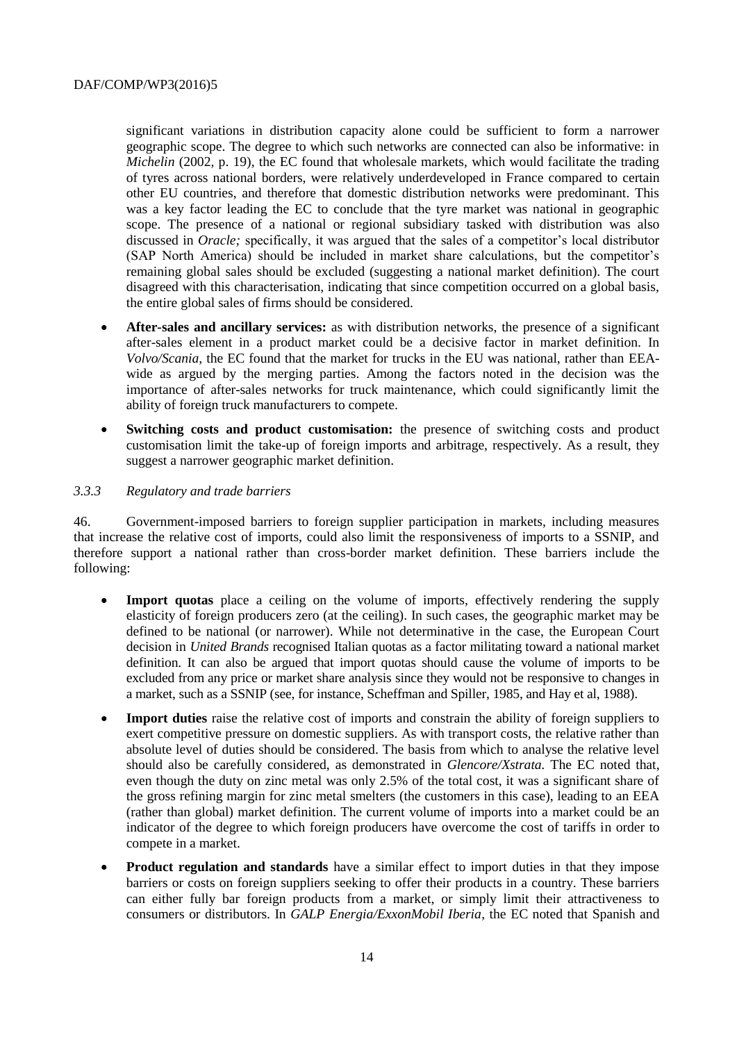significant variations in distribution capacity alone could be sufficient to form a narrower geographic scope. The degree to which such networks are connected can also be informative: in *Michelin* (2002, p. 19), the EC found that wholesale markets, which would facilitate the trading of tyres across national borders, were relatively underdeveloped in France compared to certain other EU countries, and therefore that domestic distribution networks were predominant. This was a key factor leading the EC to conclude that the tyre market was national in geographic scope. The presence of a national or regional subsidiary tasked with distribution was also discussed in *Oracle;* specifically, it was argued that the sales of a competitor's local distributor (SAP North America) should be included in market share calculations, but the competitor's remaining global sales should be excluded (suggesting a national market definition). The court disagreed with this characterisation, indicating that since competition occurred on a global basis, the entire global sales of firms should be considered.

- **After-sales and ancillary services:** as with distribution networks, the presence of a significant after-sales element in a product market could be a decisive factor in market definition. In *Volvo/Scania*, the EC found that the market for trucks in the EU was national, rather than EEA-wide as argued by the merging parties. Among the factors noted in the decision was the importance of after-sales networks for truck maintenance, which could significantly limit the ability of foreign truck manufacturers to compete.
- **Switching costs and product customisation:** the presence of switching costs and product customisation limit the take-up of foreign imports and arbitrage, respectively. As a result, they suggest a narrower geographic market definition.

### *3.3.3 Regulatory and trade barriers*

46. Government-imposed barriers to foreign supplier participation in markets, including measures that increase the relative cost of imports, could also limit the responsiveness of imports to a SSNIP, and therefore support a national rather than cross-border market definition. These barriers include the following:

- **Import quotas** place a ceiling on the volume of imports, effectively rendering the supply elasticity of foreign producers zero (at the ceiling). In such cases, the geographic market may be defined to be national (or narrower). While not determinative in the case, the European Court decision in *United Brands* recognised Italian quotas as a factor militating toward a national market definition. It can also be argued that import quotas should cause the volume of imports to be excluded from any price or market share analysis since they would not be responsive to changes in a market, such as a SSNIP (see, for instance, Scheffman and Spiller, 1985, and Hay et al, 1988).
- **Import duties** raise the relative cost of imports and constrain the ability of foreign suppliers to exert competitive pressure on domestic suppliers. As with transport costs, the relative rather than absolute level of duties should be considered. The basis from which to analyse the relative level should also be carefully considered, as demonstrated in *Glencore/Xstrata.* The EC noted that, even though the duty on zinc metal was only 2.5% of the total cost, it was a significant share of the gross refining margin for zinc metal smelters (the customers in this case), leading to an EEA (rather than global) market definition. The current volume of imports into a market could be an indicator of the degree to which foreign producers have overcome the cost of tariffs in order to compete in a market.
- **Product regulation and standards** have a similar effect to import duties in that they impose barriers or costs on foreign suppliers seeking to offer their products in a country. These barriers can either fully bar foreign products from a market, or simply limit their attractiveness to consumers or distributors. In *GALP Energia/ExxonMobil Iberia*, the EC noted that Spanish and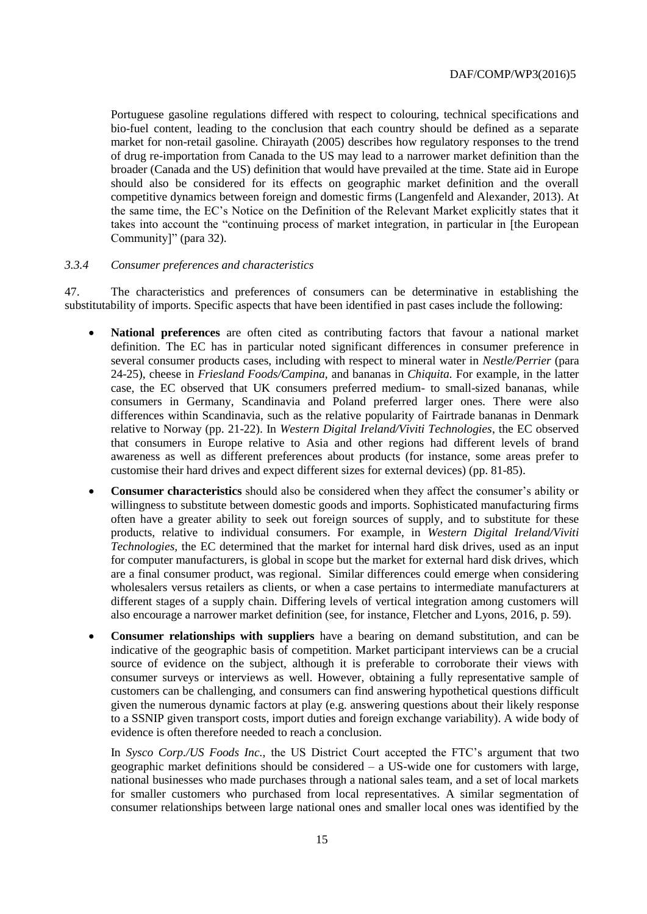Portuguese gasoline regulations differed with respect to colouring, technical specifications and bio-fuel content, leading to the conclusion that each country should be defined as a separate market for non-retail gasoline. Chirayath (2005) describes how regulatory responses to the trend of drug re-importation from Canada to the US may lead to a narrower market definition than the broader (Canada and the US) definition that would have prevailed at the time. State aid in Europe should also be considered for its effects on geographic market definition and the overall competitive dynamics between foreign and domestic firms (Langenfeld and Alexander, 2013). At the same time, the EC's Notice on the Definition of the Relevant Market explicitly states that it takes into account the "continuing process of market integration, in particular in [the European Community]" (para 32).

#### *3.3.4 Consumer preferences and characteristics*

47. The characteristics and preferences of consumers can be determinative in establishing the substitutability of imports. Specific aspects that have been identified in past cases include the following:

- **National preferences** are often cited as contributing factors that favour a national market definition. The EC has in particular noted significant differences in consumer preference in several consumer products cases, including with respect to mineral water in *Nestle/Perrier* (para 24-25), cheese in *Friesland Foods/Campina,* and bananas in *Chiquita.* For example, in the latter case, the EC observed that UK consumers preferred medium- to small-sized bananas, while consumers in Germany, Scandinavia and Poland preferred larger ones. There were also differences within Scandinavia, such as the relative popularity of Fairtrade bananas in Denmark relative to Norway (pp. 21-22). In *Western Digital Ireland/Viviti Technologies*, the EC observed that consumers in Europe relative to Asia and other regions had different levels of brand awareness as well as different preferences about products (for instance, some areas prefer to customise their hard drives and expect different sizes for external devices) (pp. 81-85).

- **Consumer characteristics** should also be considered when they affect the consumer's ability or willingness to substitute between domestic goods and imports. Sophisticated manufacturing firms often have a greater ability to seek out foreign sources of supply, and to substitute for these products, relative to individual consumers. For example, in *Western Digital Ireland/Viviti Technologies,* the EC determined that the market for internal hard disk drives, used as an input for computer manufacturers, is global in scope but the market for external hard disk drives, which are a final consumer product, was regional. Similar differences could emerge when considering wholesalers versus retailers as clients, or when a case pertains to intermediate manufacturers at different stages of a supply chain. Differing levels of vertical integration among customers will also encourage a narrower market definition (see, for instance, Fletcher and Lyons, 2016, p. 59).

- **Consumer relationships with suppliers** have a bearing on demand substitution, and can be indicative of the geographic basis of competition. Market participant interviews can be a crucial source of evidence on the subject, although it is preferable to corroborate their views with consumer surveys or interviews as well. However, obtaining a fully representative sample of customers can be challenging, and consumers can find answering hypothetical questions difficult given the numerous dynamic factors at play (e.g. answering questions about their likely response to a SSNIP given transport costs, import duties and foreign exchange variability). A wide body of evidence is often therefore needed to reach a conclusion.

  In *Sysco Corp./US Foods Inc.,* the US District Court accepted the FTC's argument that two geographic market definitions should be considered – a US-wide one for customers with large, national businesses who made purchases through a national sales team, and a set of local markets for smaller customers who purchased from local representatives. A similar segmentation of consumer relationships between large national ones and smaller local ones was identified by the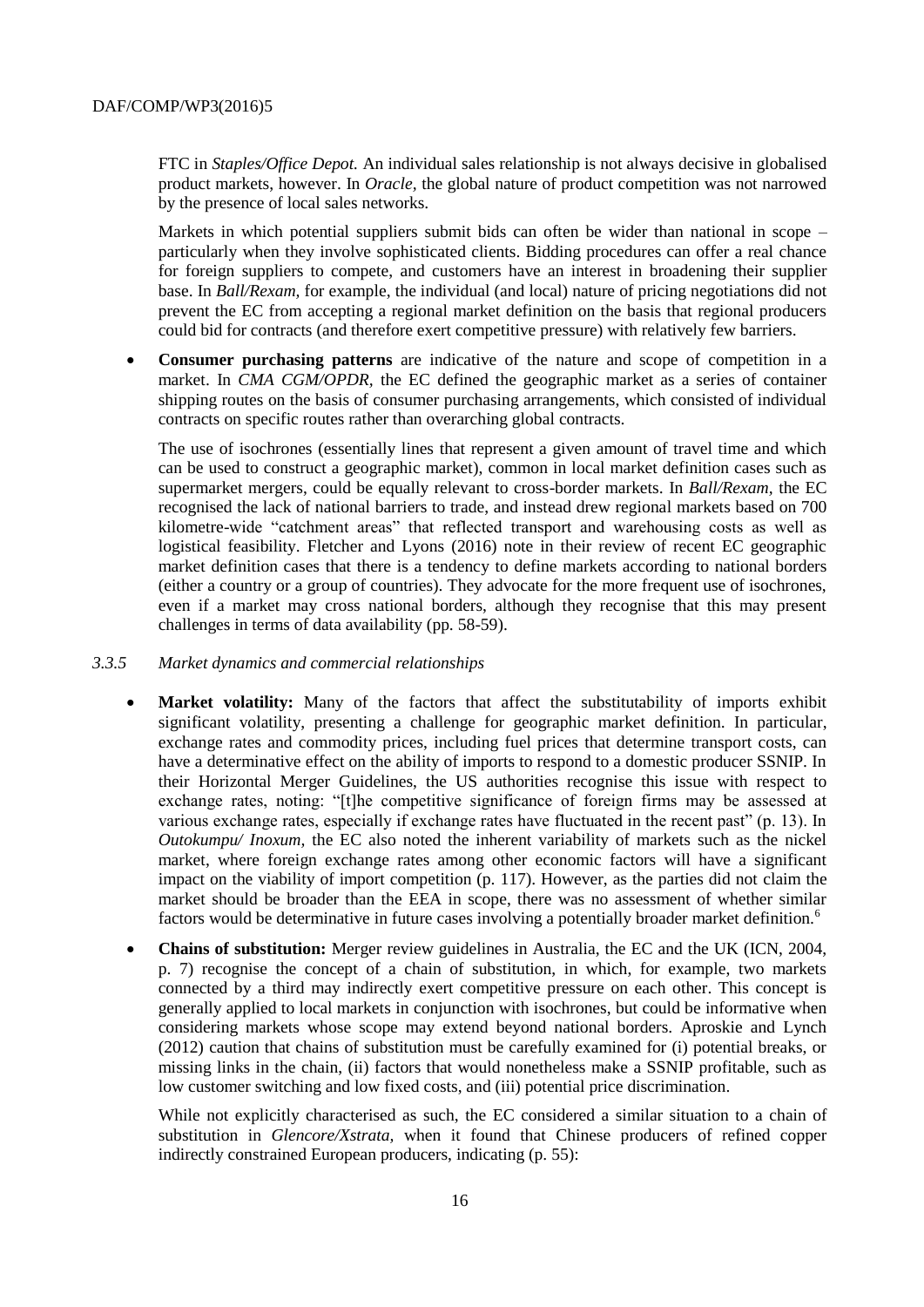FTC in *Staples/Office Depot.* An individual sales relationship is not always decisive in globalised product markets, however. In *Oracle,* the global nature of product competition was not narrowed by the presence of local sales networks.

Markets in which potential suppliers submit bids can often be wider than national in scope – particularly when they involve sophisticated clients. Bidding procedures can offer a real chance for foreign suppliers to compete, and customers have an interest in broadening their supplier base. In *Ball/Rexam,* for example, the individual (and local) nature of pricing negotiations did not prevent the EC from accepting a regional market definition on the basis that regional producers could bid for contracts (and therefore exert competitive pressure) with relatively few barriers.

- **Consumer purchasing patterns** are indicative of the nature and scope of competition in a market. In *CMA CGM/OPDR*, the EC defined the geographic market as a series of container shipping routes on the basis of consumer purchasing arrangements, which consisted of individual contracts on specific routes rather than overarching global contracts.

  The use of isochrones (essentially lines that represent a given amount of travel time and which can be used to construct a geographic market), common in local market definition cases such as supermarket mergers, could be equally relevant to cross-border markets. In *Ball/Rexam,* the EC recognised the lack of national barriers to trade, and instead drew regional markets based on 700 kilometre-wide "catchment areas" that reflected transport and warehousing costs as well as logistical feasibility. Fletcher and Lyons (2016) note in their review of recent EC geographic market definition cases that there is a tendency to define markets according to national borders (either a country or a group of countries). They advocate for the more frequent use of isochrones, even if a market may cross national borders, although they recognise that this may present challenges in terms of data availability (pp. 58-59).

### *3.3.5 Market dynamics and commercial relationships*

- **Market volatility:** Many of the factors that affect the substitutability of imports exhibit significant volatility, presenting a challenge for geographic market definition. In particular, exchange rates and commodity prices, including fuel prices that determine transport costs, can have a determinative effect on the ability of imports to respond to a domestic producer SSNIP. In their Horizontal Merger Guidelines, the US authorities recognise this issue with respect to exchange rates, noting: "[t]he competitive significance of foreign firms may be assessed at various exchange rates, especially if exchange rates have fluctuated in the recent past" (p. 13). In *Outokumpu/ Inoxum,* the EC also noted the inherent variability of markets such as the nickel market, where foreign exchange rates among other economic factors will have a significant impact on the viability of import competition (p. 117). However, as the parties did not claim the market should be broader than the EEA in scope, there was no assessment of whether similar factors would be determinative in future cases involving a potentially broader market definition.[6]

- **Chains of substitution:** Merger review guidelines in Australia, the EC and the UK (ICN, 2004, p. 7) recognise the concept of a chain of substitution, in which, for example, two markets connected by a third may indirectly exert competitive pressure on each other. This concept is generally applied to local markets in conjunction with isochrones, but could be informative when considering markets whose scope may extend beyond national borders. Aproskie and Lynch (2012) caution that chains of substitution must be carefully examined for (i) potential breaks, or missing links in the chain, (ii) factors that would nonetheless make a SSNIP profitable, such as low customer switching and low fixed costs, and (iii) potential price discrimination.

  While not explicitly characterised as such, the EC considered a similar situation to a chain of substitution in *Glencore/Xstrata,* when it found that Chinese producers of refined copper indirectly constrained European producers, indicating (p. 55):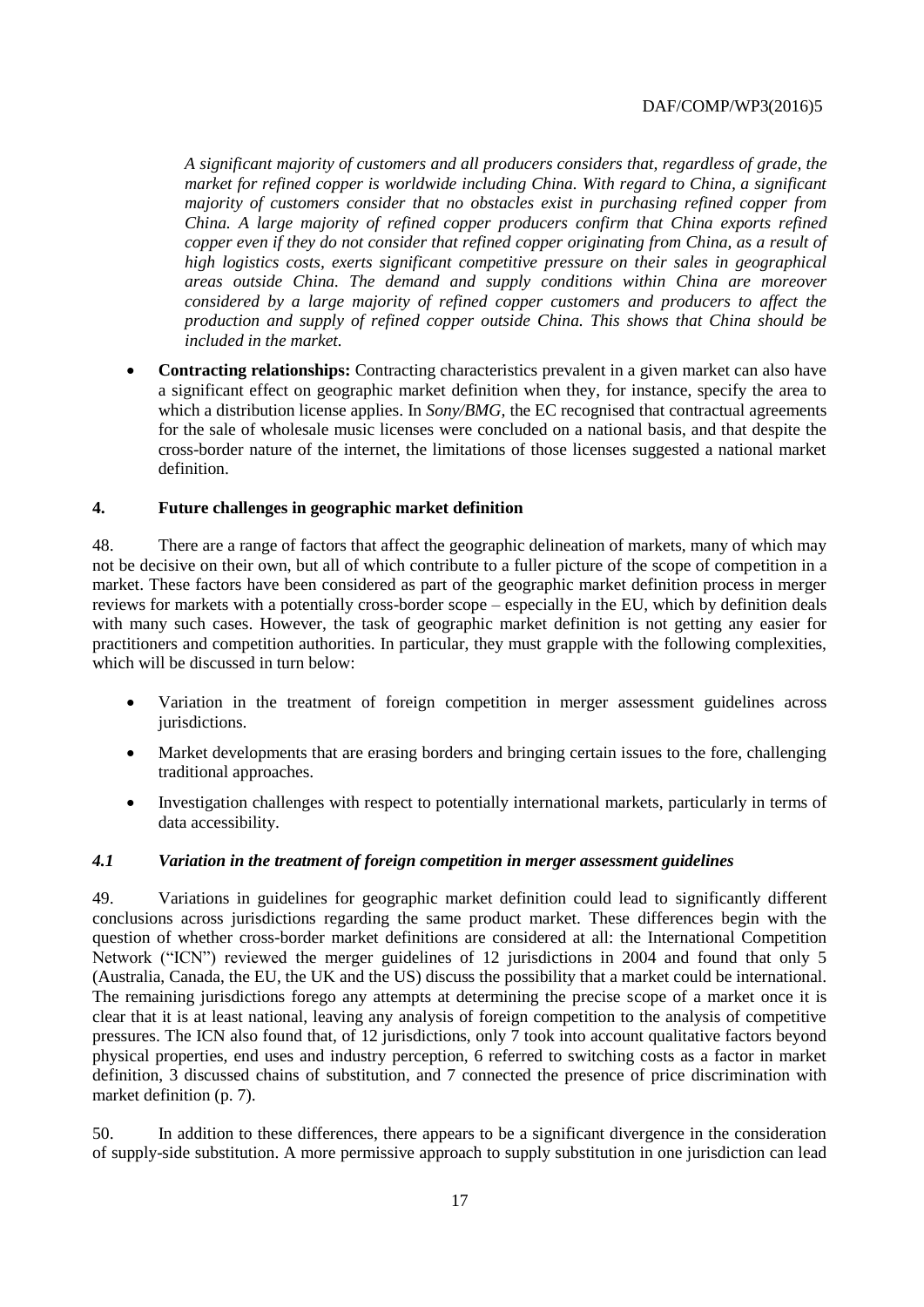*A significant majority of customers and all producers considers that, regardless of grade, the market for refined copper is worldwide including China. With regard to China, a significant majority of customers consider that no obstacles exist in purchasing refined copper from China. A large majority of refined copper producers confirm that China exports refined copper even if they do not consider that refined copper originating from China, as a result of high logistics costs, exerts significant competitive pressure on their sales in geographical areas outside China. The demand and supply conditions within China are moreover considered by a large majority of refined copper customers and producers to affect the production and supply of refined copper outside China. This shows that China should be included in the market.*

- **Contracting relationships:** Contracting characteristics prevalent in a given market can also have a significant effect on geographic market definition when they, for instance, specify the area to which a distribution license applies. In *Sony/BMG*, the EC recognised that contractual agreements for the sale of wholesale music licenses were concluded on a national basis, and that despite the cross-border nature of the internet, the limitations of those licenses suggested a national market definition.

## 4. Future challenges in geographic market definition

48. There are a range of factors that affect the geographic delineation of markets, many of which may not be decisive on their own, but all of which contribute to a fuller picture of the scope of competition in a market. These factors have been considered as part of the geographic market definition process in merger reviews for markets with a potentially cross-border scope – especially in the EU, which by definition deals with many such cases. However, the task of geographic market definition is not getting any easier for practitioners and competition authorities. In particular, they must grapple with the following complexities, which will be discussed in turn below:

- Variation in the treatment of foreign competition in merger assessment guidelines across jurisdictions.
- Market developments that are erasing borders and bringing certain issues to the fore, challenging traditional approaches.
- Investigation challenges with respect to potentially international markets, particularly in terms of data accessibility.

### *4.1 Variation in the treatment of foreign competition in merger assessment guidelines*

49. Variations in guidelines for geographic market definition could lead to significantly different conclusions across jurisdictions regarding the same product market. These differences begin with the question of whether cross-border market definitions are considered at all: the International Competition Network ("ICN") reviewed the merger guidelines of 12 jurisdictions in 2004 and found that only 5 (Australia, Canada, the EU, the UK and the US) discuss the possibility that a market could be international. The remaining jurisdictions forego any attempts at determining the precise scope of a market once it is clear that it is at least national, leaving any analysis of foreign competition to the analysis of competitive pressures. The ICN also found that, of 12 jurisdictions, only 7 took into account qualitative factors beyond physical properties, end uses and industry perception, 6 referred to switching costs as a factor in market definition, 3 discussed chains of substitution, and 7 connected the presence of price discrimination with market definition (p. 7).

50. In addition to these differences, there appears to be a significant divergence in the consideration of supply-side substitution. A more permissive approach to supply substitution in one jurisdiction can lead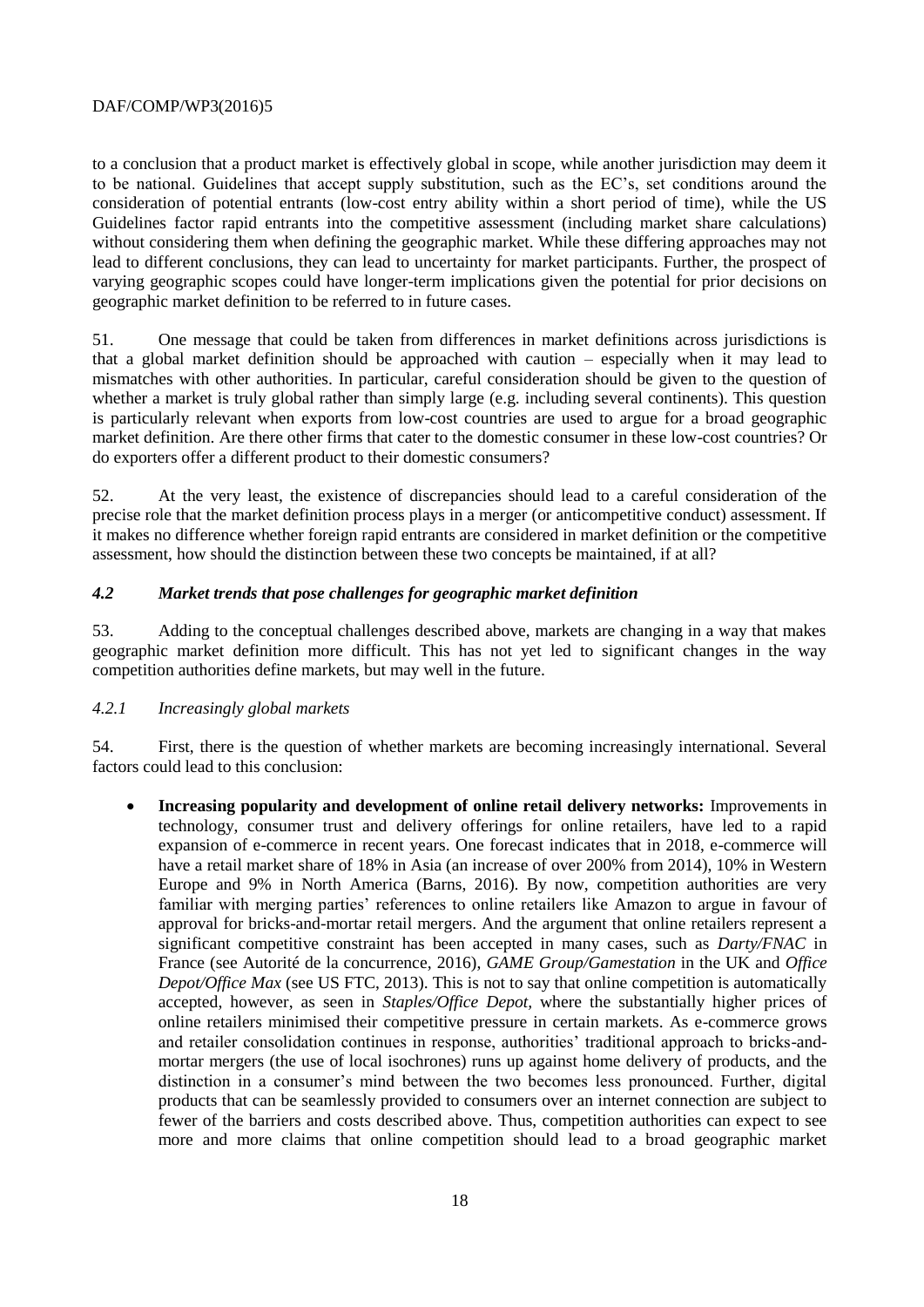to a conclusion that a product market is effectively global in scope, while another jurisdiction may deem it to be national. Guidelines that accept supply substitution, such as the EC's, set conditions around the consideration of potential entrants (low-cost entry ability within a short period of time), while the US Guidelines factor rapid entrants into the competitive assessment (including market share calculations) without considering them when defining the geographic market. While these differing approaches may not lead to different conclusions, they can lead to uncertainty for market participants. Further, the prospect of varying geographic scopes could have longer-term implications given the potential for prior decisions on geographic market definition to be referred to in future cases.

51. One message that could be taken from differences in market definitions across jurisdictions is that a global market definition should be approached with caution – especially when it may lead to mismatches with other authorities. In particular, careful consideration should be given to the question of whether a market is truly global rather than simply large (e.g. including several continents). This question is particularly relevant when exports from low-cost countries are used to argue for a broad geographic market definition. Are there other firms that cater to the domestic consumer in these low-cost countries? Or do exporters offer a different product to their domestic consumers?

52. At the very least, the existence of discrepancies should lead to a careful consideration of the precise role that the market definition process plays in a merger (or anticompetitive conduct) assessment. If it makes no difference whether foreign rapid entrants are considered in market definition or the competitive assessment, how should the distinction between these two concepts be maintained, if at all?

### *4.2 Market trends that pose challenges for geographic market definition*

53. Adding to the conceptual challenges described above, markets are changing in a way that makes geographic market definition more difficult. This has not yet led to significant changes in the way competition authorities define markets, but may well in the future.

#### *4.2.1 Increasingly global markets*

54. First, there is the question of whether markets are becoming increasingly international. Several factors could lead to this conclusion:

- **Increasing popularity and development of online retail delivery networks:** Improvements in technology, consumer trust and delivery offerings for online retailers, have led to a rapid expansion of e-commerce in recent years. One forecast indicates that in 2018, e-commerce will have a retail market share of 18% in Asia (an increase of over 200% from 2014), 10% in Western Europe and 9% in North America (Barns, 2016). By now, competition authorities are very familiar with merging parties' references to online retailers like Amazon to argue in favour of approval for bricks-and-mortar retail mergers. And the argument that online retailers represent a significant competitive constraint has been accepted in many cases, such as *Darty/FNAC* in France (see Autorité de la concurrence, 2016), *GAME Group/Gamestation* in the UK and *Office Depot/Office Max* (see US FTC, 2013). This is not to say that online competition is automatically accepted, however, as seen in *Staples/Office Depot*, where the substantially higher prices of online retailers minimised their competitive pressure in certain markets. As e-commerce grows and retailer consolidation continues in response, authorities' traditional approach to bricks-and-mortar mergers (the use of local isochrones) runs up against home delivery of products, and the distinction in a consumer's mind between the two becomes less pronounced. Further, digital products that can be seamlessly provided to consumers over an internet connection are subject to fewer of the barriers and costs described above. Thus, competition authorities can expect to see more and more claims that online competition should lead to a broad geographic market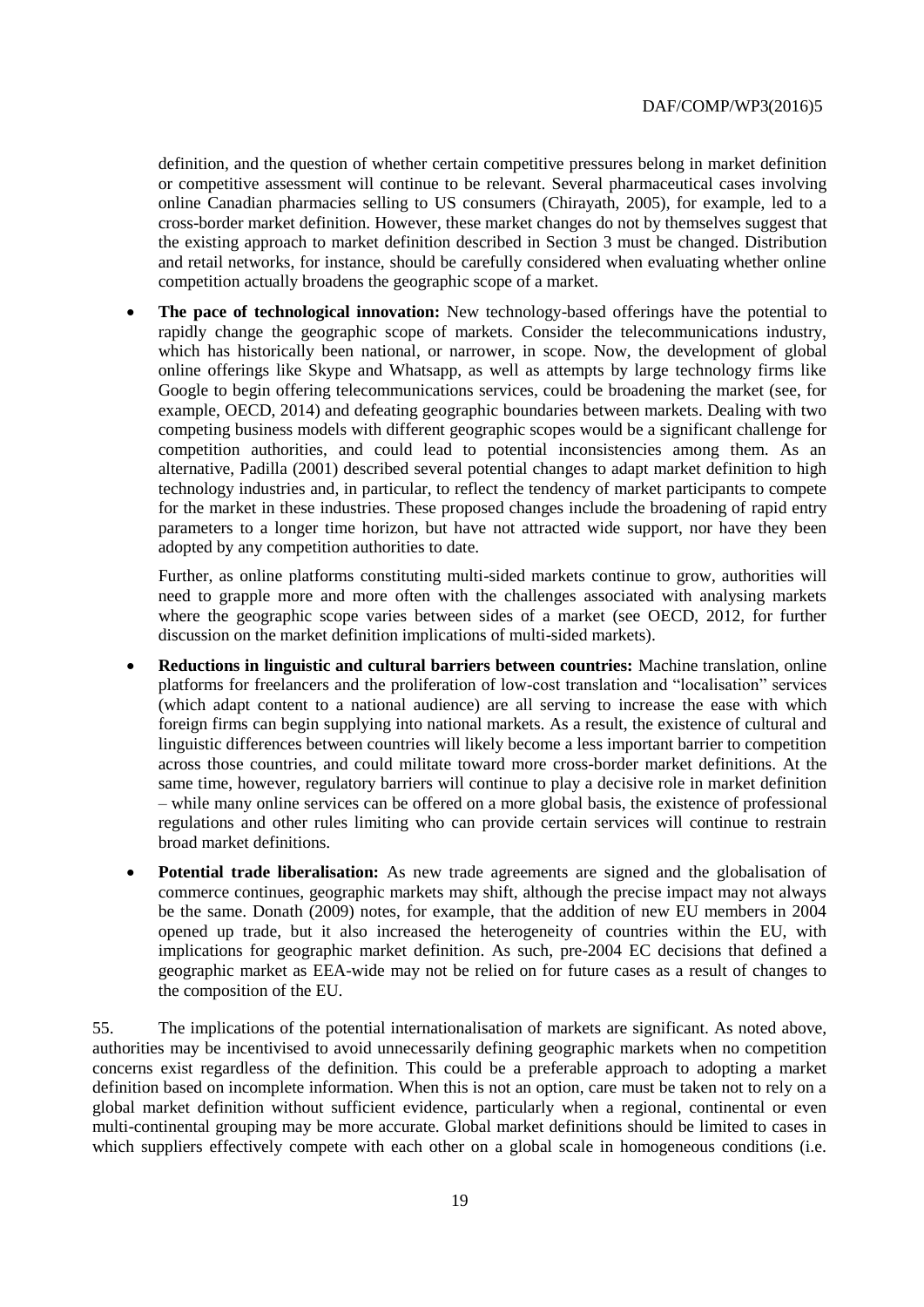definition, and the question of whether certain competitive pressures belong in market definition or competitive assessment will continue to be relevant. Several pharmaceutical cases involving online Canadian pharmacies selling to US consumers (Chirayath, 2005), for example, led to a cross-border market definition. However, these market changes do not by themselves suggest that the existing approach to market definition described in Section 3 must be changed. Distribution and retail networks, for instance, should be carefully considered when evaluating whether online competition actually broadens the geographic scope of a market.

- **The pace of technological innovation:** New technology-based offerings have the potential to rapidly change the geographic scope of markets. Consider the telecommunications industry, which has historically been national, or narrower, in scope. Now, the development of global online offerings like Skype and Whatsapp, as well as attempts by large technology firms like Google to begin offering telecommunications services, could be broadening the market (see, for example, OECD, 2014) and defeating geographic boundaries between markets. Dealing with two competing business models with different geographic scopes would be a significant challenge for competition authorities, and could lead to potential inconsistencies among them. As an alternative, Padilla (2001) described several potential changes to adapt market definition to high technology industries and, in particular, to reflect the tendency of market participants to compete for the market in these industries. These proposed changes include the broadening of rapid entry parameters to a longer time horizon, but have not attracted wide support, nor have they been adopted by any competition authorities to date.

  Further, as online platforms constituting multi-sided markets continue to grow, authorities will need to grapple more and more often with the challenges associated with analysing markets where the geographic scope varies between sides of a market (see OECD, 2012, for further discussion on the market definition implications of multi-sided markets).

- **Reductions in linguistic and cultural barriers between countries:** Machine translation, online platforms for freelancers and the proliferation of low-cost translation and "localisation" services (which adapt content to a national audience) are all serving to increase the ease with which foreign firms can begin supplying into national markets. As a result, the existence of cultural and linguistic differences between countries will likely become a less important barrier to competition across those countries, and could militate toward more cross-border market definitions. At the same time, however, regulatory barriers will continue to play a decisive role in market definition – while many online services can be offered on a more global basis, the existence of professional regulations and other rules limiting who can provide certain services will continue to restrain broad market definitions.

- **Potential trade liberalisation:** As new trade agreements are signed and the globalisation of commerce continues, geographic markets may shift, although the precise impact may not always be the same. Donath (2009) notes, for example, that the addition of new EU members in 2004 opened up trade, but it also increased the heterogeneity of countries within the EU, with implications for geographic market definition. As such, pre-2004 EC decisions that defined a geographic market as EEA-wide may not be relied on for future cases as a result of changes to the composition of the EU.

55. The implications of the potential internationalisation of markets are significant. As noted above, authorities may be incentivised to avoid unnecessarily defining geographic markets when no competition concerns exist regardless of the definition. This could be a preferable approach to adopting a market definition based on incomplete information. When this is not an option, care must be taken not to rely on a global market definition without sufficient evidence, particularly when a regional, continental or even multi-continental grouping may be more accurate. Global market definitions should be limited to cases in which suppliers effectively compete with each other on a global scale in homogeneous conditions (i.e.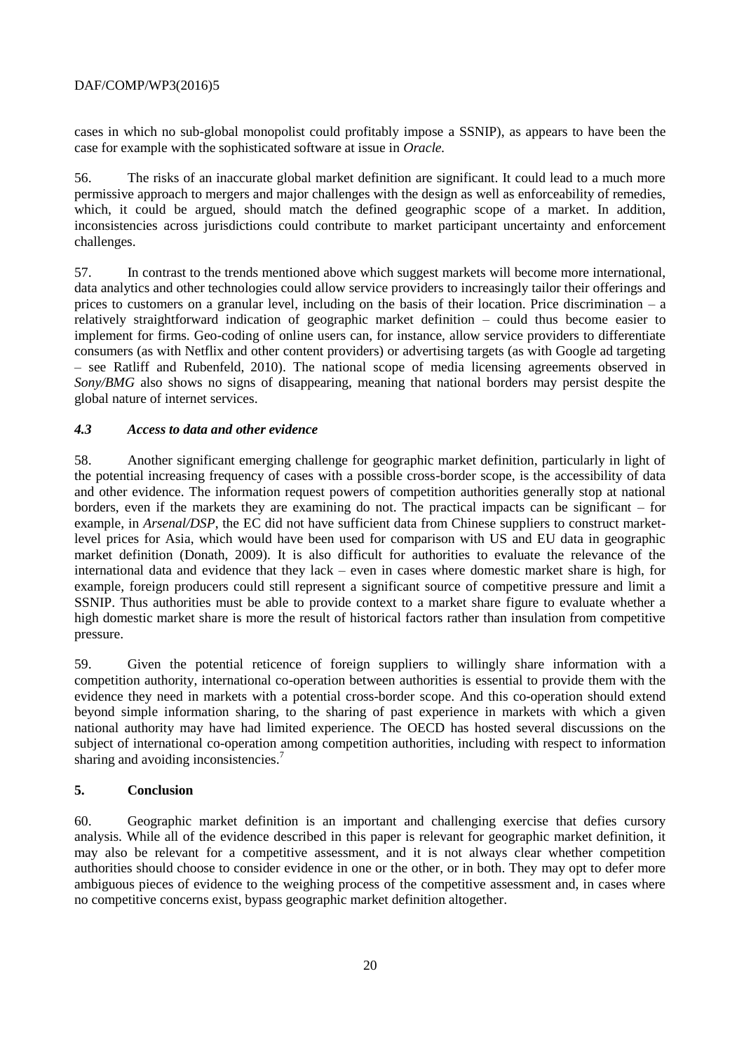cases in which no sub-global monopolist could profitably impose a SSNIP), as appears to have been the case for example with the sophisticated software at issue in *Oracle.*

56. The risks of an inaccurate global market definition are significant. It could lead to a much more permissive approach to mergers and major challenges with the design as well as enforceability of remedies, which, it could be argued, should match the defined geographic scope of a market. In addition, inconsistencies across jurisdictions could contribute to market participant uncertainty and enforcement challenges.

57. In contrast to the trends mentioned above which suggest markets will become more international, data analytics and other technologies could allow service providers to increasingly tailor their offerings and prices to customers on a granular level, including on the basis of their location. Price discrimination – a relatively straightforward indication of geographic market definition – could thus become easier to implement for firms. Geo-coding of online users can, for instance, allow service providers to differentiate consumers (as with Netflix and other content providers) or advertising targets (as with Google ad targeting – see Ratliff and Rubenfeld, 2010). The national scope of media licensing agreements observed in *Sony/BMG* also shows no signs of disappearing, meaning that national borders may persist despite the global nature of internet services.

### *4.3 Access to data and other evidence*

58. Another significant emerging challenge for geographic market definition, particularly in light of the potential increasing frequency of cases with a possible cross-border scope, is the accessibility of data and other evidence. The information request powers of competition authorities generally stop at national borders, even if the markets they are examining do not. The practical impacts can be significant – for example, in *Arsenal/DSP*, the EC did not have sufficient data from Chinese suppliers to construct market-level prices for Asia, which would have been used for comparison with US and EU data in geographic market definition (Donath, 2009). It is also difficult for authorities to evaluate the relevance of the international data and evidence that they lack – even in cases where domestic market share is high, for example, foreign producers could still represent a significant source of competitive pressure and limit a SSNIP. Thus authorities must be able to provide context to a market share figure to evaluate whether a high domestic market share is more the result of historical factors rather than insulation from competitive pressure.

59. Given the potential reticence of foreign suppliers to willingly share information with a competition authority, international co-operation between authorities is essential to provide them with the evidence they need in markets with a potential cross-border scope. And this co-operation should extend beyond simple information sharing, to the sharing of past experience in markets with which a given national authority may have had limited experience. The OECD has hosted several discussions on the subject of international co-operation among competition authorities, including with respect to information sharing and avoiding inconsistencies.[7]

## 5. Conclusion

60. Geographic market definition is an important and challenging exercise that defies cursory analysis. While all of the evidence described in this paper is relevant for geographic market definition, it may also be relevant for a competitive assessment, and it is not always clear whether competition authorities should choose to consider evidence in one or the other, or in both. They may opt to defer more ambiguous pieces of evidence to the weighing process of the competitive assessment and, in cases where no competitive concerns exist, bypass geographic market definition altogether.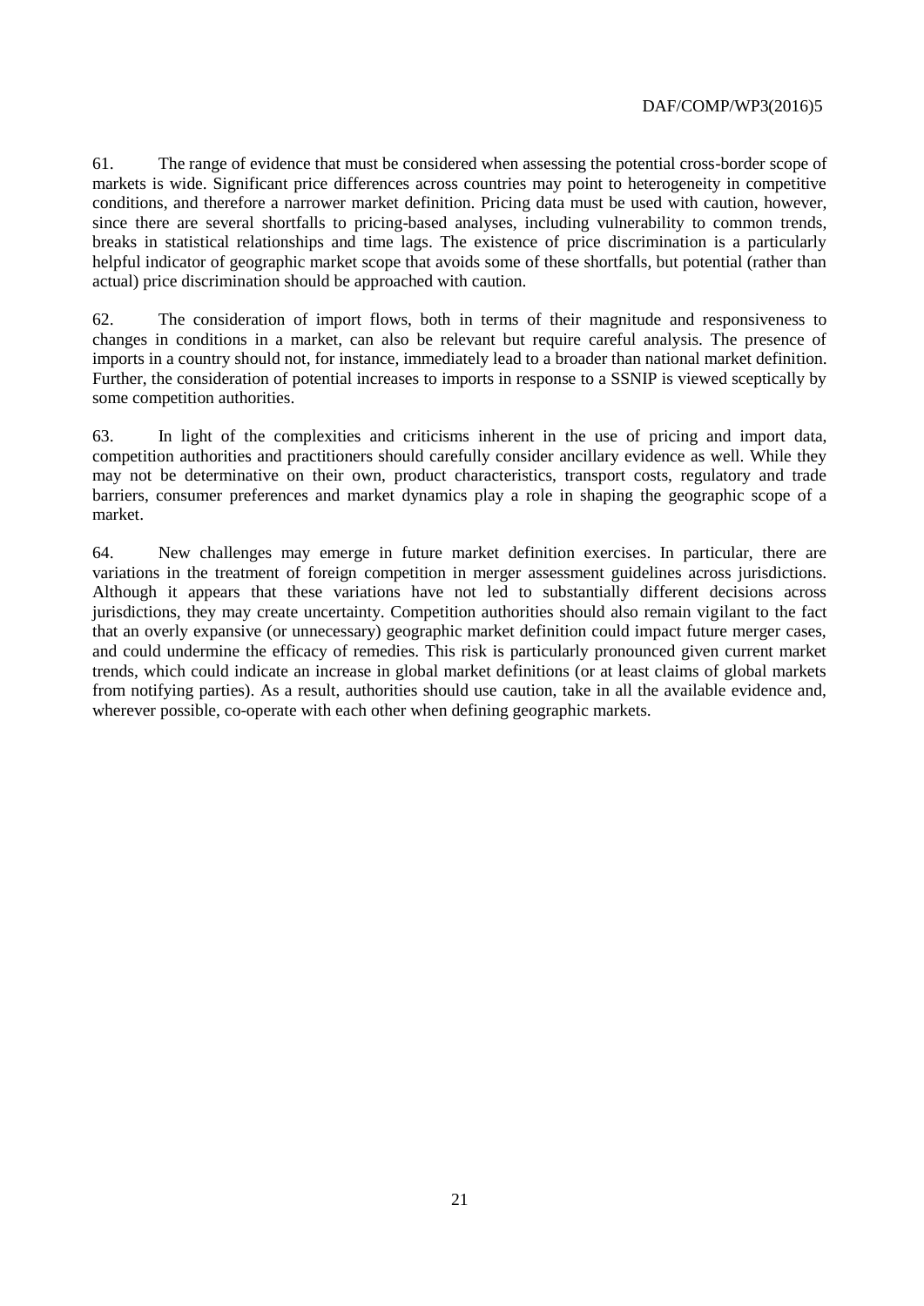61. The range of evidence that must be considered when assessing the potential cross-border scope of markets is wide. Significant price differences across countries may point to heterogeneity in competitive conditions, and therefore a narrower market definition. Pricing data must be used with caution, however, since there are several shortfalls to pricing-based analyses, including vulnerability to common trends, breaks in statistical relationships and time lags. The existence of price discrimination is a particularly helpful indicator of geographic market scope that avoids some of these shortfalls, but potential (rather than actual) price discrimination should be approached with caution.

62. The consideration of import flows, both in terms of their magnitude and responsiveness to changes in conditions in a market, can also be relevant but require careful analysis. The presence of imports in a country should not, for instance, immediately lead to a broader than national market definition. Further, the consideration of potential increases to imports in response to a SSNIP is viewed sceptically by some competition authorities.

63. In light of the complexities and criticisms inherent in the use of pricing and import data, competition authorities and practitioners should carefully consider ancillary evidence as well. While they may not be determinative on their own, product characteristics, transport costs, regulatory and trade barriers, consumer preferences and market dynamics play a role in shaping the geographic scope of a market.

64. New challenges may emerge in future market definition exercises. In particular, there are variations in the treatment of foreign competition in merger assessment guidelines across jurisdictions. Although it appears that these variations have not led to substantially different decisions across jurisdictions, they may create uncertainty. Competition authorities should also remain vigilant to the fact that an overly expansive (or unnecessary) geographic market definition could impact future merger cases, and could undermine the efficacy of remedies. This risk is particularly pronounced given current market trends, which could indicate an increase in global market definitions (or at least claims of global markets from notifying parties). As a result, authorities should use caution, take in all the available evidence and, wherever possible, co-operate with each other when defining geographic markets.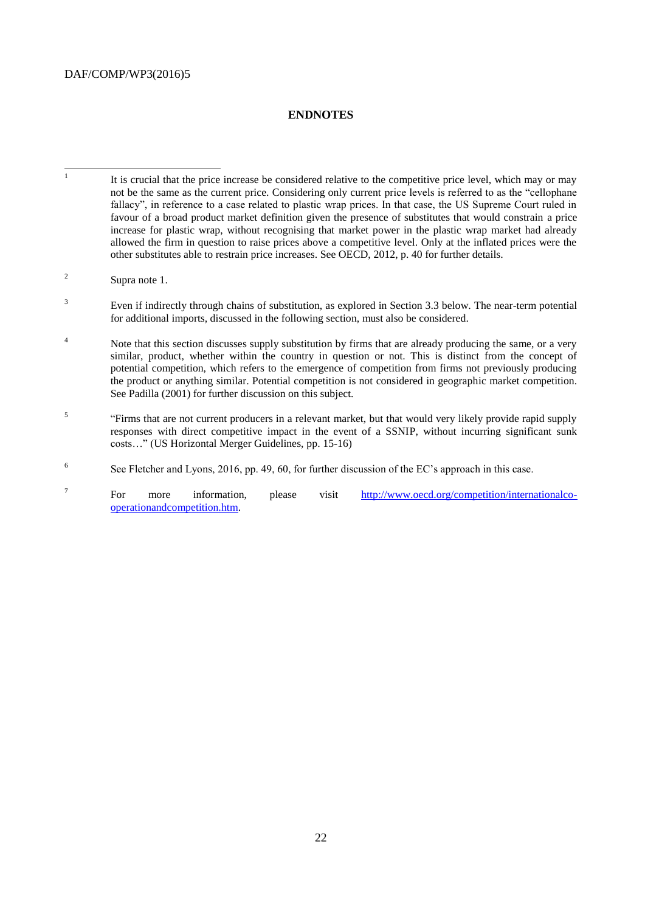## ENDNOTES

1. It is crucial that the price increase be considered relative to the competitive price level, which may or may not be the same as the current price. Considering only current price levels is referred to as the "cellophane fallacy", in reference to a case related to plastic wrap prices. In that case, the US Supreme Court ruled in favour of a broad product market definition given the presence of substitutes that would constrain a price increase for plastic wrap, without recognising that market power in the plastic wrap market had already allowed the firm in question to raise prices above a competitive level. Only at the inflated prices were the other substitutes able to restrain price increases. See OECD, 2012, p. 40 for further details.

2. Supra note 1.

3. Even if indirectly through chains of substitution, as explored in Section 3.3 below. The near-term potential for additional imports, discussed in the following section, must also be considered.

4. Note that this section discusses supply substitution by firms that are already producing the same, or a very similar, product, whether within the country in question or not. This is distinct from the concept of potential competition, which refers to the emergence of competition from firms not previously producing the product or anything similar. Potential competition is not considered in geographic market competition. See Padilla (2001) for further discussion on this subject.

5. "Firms that are not current producers in a relevant market, but that would very likely provide rapid supply responses with direct competitive impact in the event of a SSNIP, without incurring significant sunk costs…" (US Horizontal Merger Guidelines, pp. 15-16)

6. See Fletcher and Lyons, 2016, pp. 49, 60, for further discussion of the EC's approach in this case.

7. For more information, please visit [http://www.oecd.org/competition/internationalco-operationandcompetition.htm](http://www.oecd.org/competition/internationalco-operationandcompetition.htm).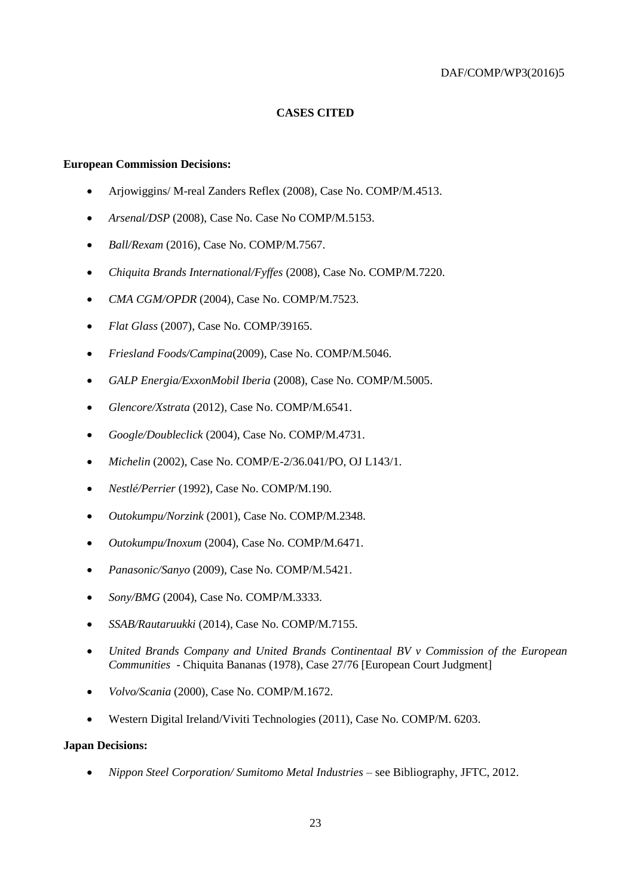## CASES CITED

**European Commission Decisions:**

- Arjowiggins/ M-real Zanders Reflex (2008), Case No. COMP/M.4513.
- *Arsenal/DSP* (2008), Case No. Case No COMP/M.5153.
- *Ball/Rexam* (2016), Case No. COMP/M.7567.
- *Chiquita Brands International/Fyffes* (2008), Case No. COMP/M.7220.
- *CMA CGM/OPDR* (2004), Case No. COMP/M.7523.
- *Flat Glass* (2007), Case No. COMP/39165.
- *Friesland Foods/Campina*(2009), Case No. COMP/M.5046.
- *GALP Energia/ExxonMobil Iberia* (2008), Case No. COMP/M.5005.
- *Glencore/Xstrata* (2012), Case No. COMP/M.6541.
- *Google/Doubleclick* (2004), Case No. COMP/M.4731.
- *Michelin* (2002), Case No. COMP/E-2/36.041/PO, OJ L143/1.
- *Nestlé/Perrier* (1992), Case No. COMP/M.190.
- *Outokumpu/Norzink* (2001), Case No. COMP/M.2348.
- *Outokumpu/Inoxum* (2004), Case No. COMP/M.6471.
- *Panasonic/Sanyo* (2009), Case No. COMP/M.5421.
- *Sony/BMG* (2004), Case No. COMP/M.3333.
- *SSAB/Rautaruukki* (2014), Case No. COMP/M.7155.
- *United Brands Company and United Brands Continentaal BV v Commission of the European Communities* - Chiquita Bananas (1978), Case 27/76 [European Court Judgment]
- *Volvo/Scania* (2000), Case No. COMP/M.1672.
- Western Digital Ireland/Viviti Technologies (2011), Case No. COMP/M. 6203.

**Japan Decisions:**

- *Nippon Steel Corporation/ Sumitomo Metal Industries* – see Bibliography, JFTC, 2012.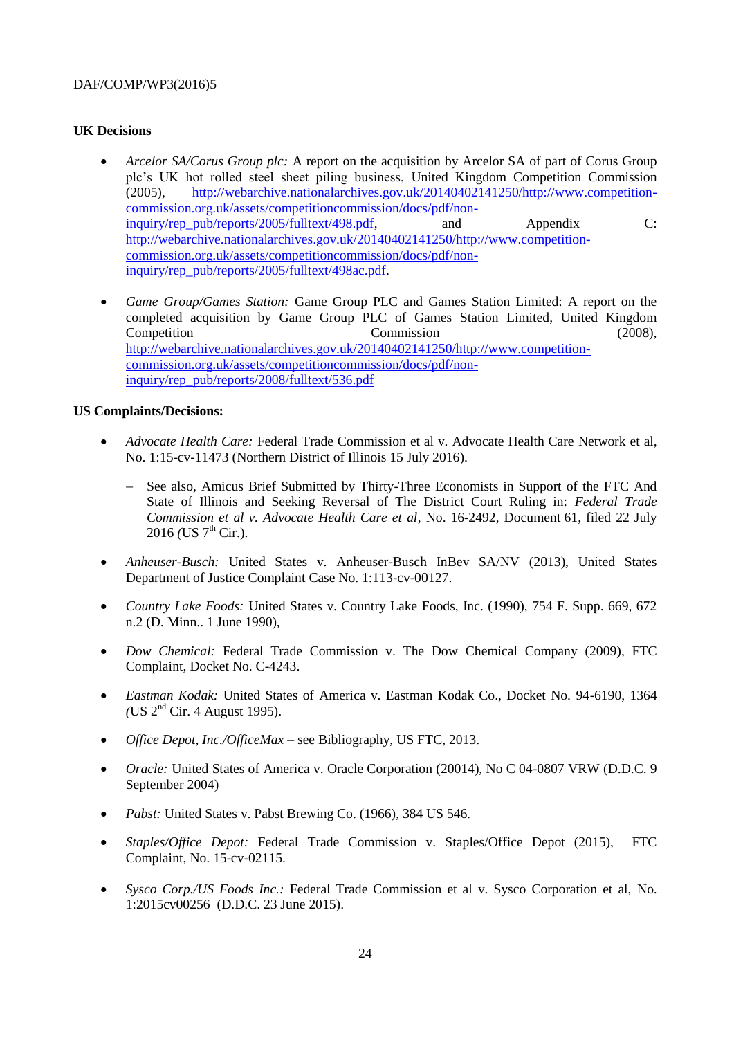**UK Decisions**

- *Arcelor SA/Corus Group plc:* A report on the acquisition by Arcelor SA of part of Corus Group plc's UK hot rolled steel sheet piling business, United Kingdom Competition Commission (2005), http://webarchive.nationalarchives.gov.uk/20140402141250/http://www.competition-commission.org.uk/assets/competitioncommission/docs/pdf/non-inquiry/rep_pub/reports/2005/fulltext/498.pdf, and Appendix C: http://webarchive.nationalarchives.gov.uk/20140402141250/http://www.competition-commission.org.uk/assets/competitioncommission/docs/pdf/non-inquiry/rep_pub/reports/2005/fulltext/498ac.pdf.

- *Game Group/Games Station:* Game Group PLC and Games Station Limited: A report on the completed acquisition by Game Group PLC of Games Station Limited, United Kingdom Competition Commission (2008), http://webarchive.nationalarchives.gov.uk/20140402141250/http://www.competition-commission.org.uk/assets/competitioncommission/docs/pdf/non-inquiry/rep_pub/reports/2008/fulltext/536.pdf

**US Complaints/Decisions:**

- *Advocate Health Care:* Federal Trade Commission et al v. Advocate Health Care Network et al, No. 1:15-cv-11473 (Northern District of Illinois 15 July 2016).
  - See also, Amicus Brief Submitted by Thirty-Three Economists in Support of the FTC And State of Illinois and Seeking Reversal of The District Court Ruling in: *Federal Trade Commission et al v. Advocate Health Care et al*, No. 16-2492, Document 61, filed 22 July 2016 *(*US 7th Cir.).

- *Anheuser-Busch:* United States v. Anheuser-Busch InBev SA/NV (2013), United States Department of Justice Complaint Case No. 1:113-cv-00127.

- *Country Lake Foods:* United States v. Country Lake Foods, Inc. (1990), 754 F. Supp. 669, 672 n.2 (D. Minn.. 1 June 1990),

- *Dow Chemical:* Federal Trade Commission v. The Dow Chemical Company (2009), FTC Complaint, Docket No. C-4243.

- *Eastman Kodak:* United States of America v. Eastman Kodak Co., Docket No. 94-6190, 1364 *(*US 2nd Cir. 4 August 1995).

- *Office Depot, Inc./OfficeMax* – see Bibliography, US FTC, 2013.

- *Oracle:* United States of America v. Oracle Corporation (20014), No C 04-0807 VRW (D.D.C. 9 September 2004)

- *Pabst:* United States v. Pabst Brewing Co. (1966), 384 US 546.

- *Staples/Office Depot:* Federal Trade Commission v. Staples/Office Depot (2015), FTC Complaint, No. 15-cv-02115.

- *Sysco Corp./US Foods Inc.:* Federal Trade Commission et al v. Sysco Corporation et al, No. 1:2015cv00256 (D.D.C. 23 June 2015).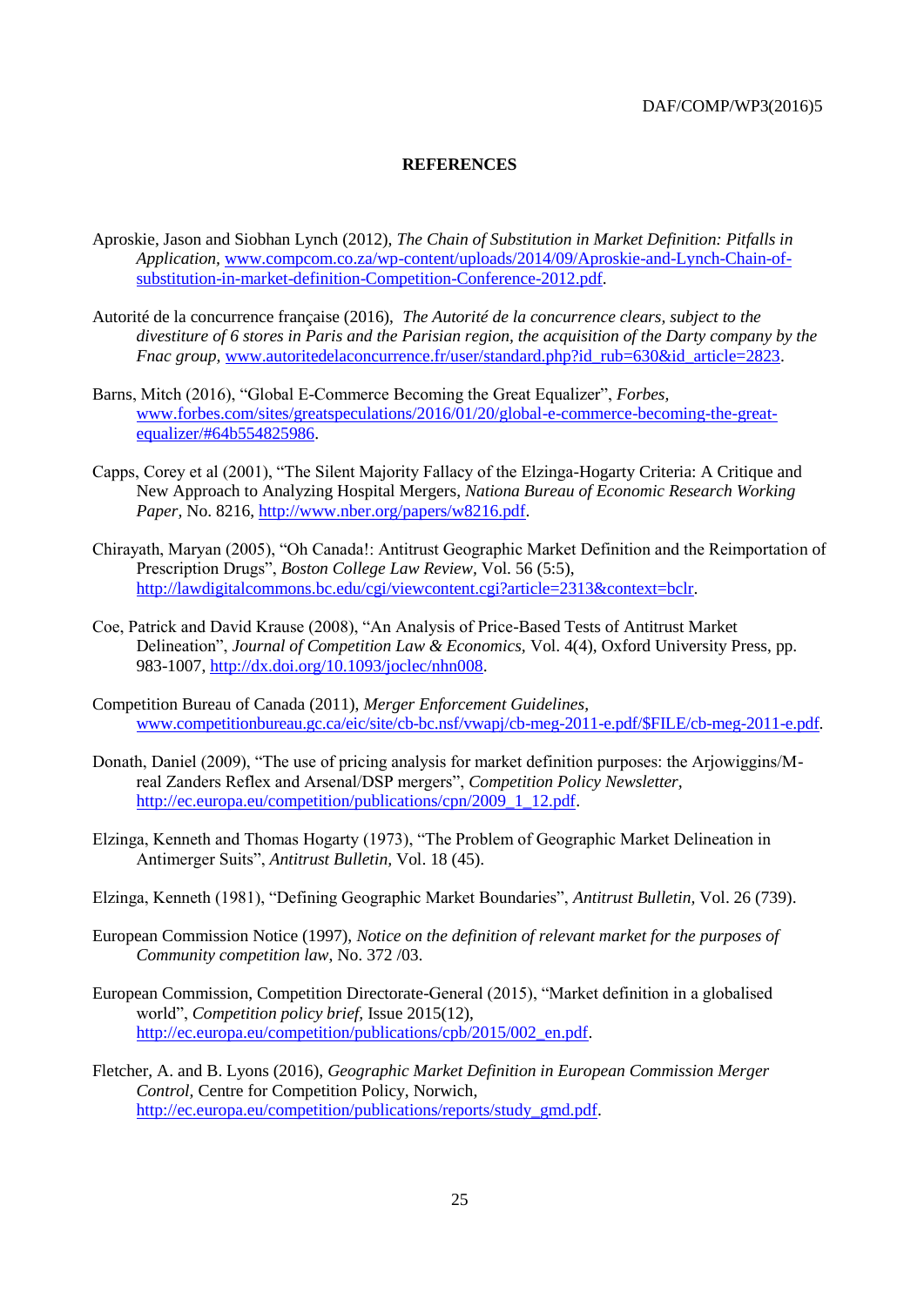# REFERENCES

Aproskie, Jason and Siobhan Lynch (2012), *The Chain of Substitution in Market Definition: Pitfalls in Application*, www.compcom.co.za/wp-content/uploads/2014/09/Aproskie-and-Lynch-Chain-of-substitution-in-market-definition-Competition-Conference-2012.pdf.

Autorité de la concurrence française (2016), *The Autorité de la concurrence clears, subject to the divestiture of 6 stores in Paris and the Parisian region, the acquisition of the Darty company by the Fnac group*, www.autoritedelaconcurrence.fr/user/standard.php?id_rub=630&id_article=2823.

Barns, Mitch (2016), "Global E-Commerce Becoming the Great Equalizer", *Forbes*, www.forbes.com/sites/greatspeculations/2016/01/20/global-e-commerce-becoming-the-great-equalizer/#64b554825986.

Capps, Corey et al (2001), "The Silent Majority Fallacy of the Elzinga-Hogarty Criteria: A Critique and New Approach to Analyzing Hospital Mergers, *Nationa Bureau of Economic Research Working Paper*, No. 8216, http://www.nber.org/papers/w8216.pdf.

Chirayath, Maryan (2005), "Oh Canada!: Antitrust Geographic Market Definition and the Reimportation of Prescription Drugs", *Boston College Law Review*, Vol. 56 (5:5), http://lawdigitalcommons.bc.edu/cgi/viewcontent.cgi?article=2313&context=bclr.

Coe, Patrick and David Krause (2008), "An Analysis of Price-Based Tests of Antitrust Market Delineation", *Journal of Competition Law & Economics*, Vol. 4(4), Oxford University Press, pp. 983-1007, http://dx.doi.org/10.1093/joclec/nhn008.

Competition Bureau of Canada (2011), *Merger Enforcement Guidelines*, www.competitionbureau.gc.ca/eic/site/cb-bc.nsf/vwapj/cb-meg-2011-e.pdf/$FILE/cb-meg-2011-e.pdf.

Donath, Daniel (2009), "The use of pricing analysis for market definition purposes: the Arjowiggins/M-real Zanders Reflex and Arsenal/DSP mergers", *Competition Policy Newsletter*, http://ec.europa.eu/competition/publications/cpn/2009_1_12.pdf.

Elzinga, Kenneth and Thomas Hogarty (1973), "The Problem of Geographic Market Delineation in Antimerger Suits", *Antitrust Bulletin*, Vol. 18 (45).

Elzinga, Kenneth (1981), "Defining Geographic Market Boundaries", *Antitrust Bulletin*, Vol. 26 (739).

European Commission Notice (1997), *Notice on the definition of relevant market for the purposes of Community competition law*, No. 372 /03.

European Commission, Competition Directorate-General (2015), "Market definition in a globalised world", *Competition policy brief*, Issue 2015(12), http://ec.europa.eu/competition/publications/cpb/2015/002_en.pdf.

Fletcher, A. and B. Lyons (2016), *Geographic Market Definition in European Commission Merger Control*, Centre for Competition Policy, Norwich, http://ec.europa.eu/competition/publications/reports/study_gmd.pdf.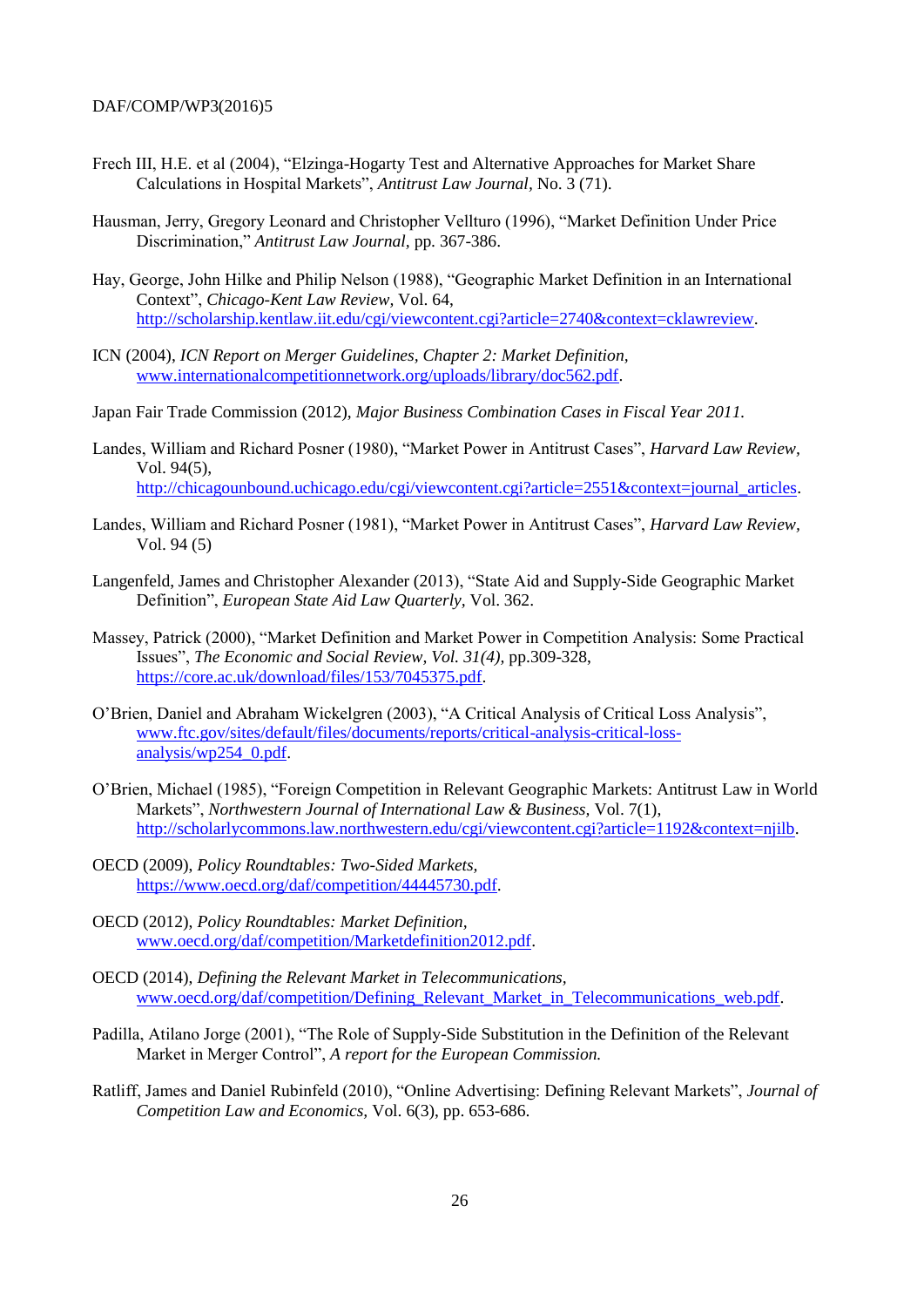Frech III, H.E. et al (2004), "Elzinga-Hogarty Test and Alternative Approaches for Market Share Calculations in Hospital Markets", *Antitrust Law Journal*, No. 3 (71).

Hausman, Jerry, Gregory Leonard and Christopher Vellturo (1996), "Market Definition Under Price Discrimination," *Antitrust Law Journal*, pp. 367-386.

Hay, George, John Hilke and Philip Nelson (1988), "Geographic Market Definition in an International Context", *Chicago-Kent Law Review*, Vol. 64, http://scholarship.kentlaw.iit.edu/cgi/viewcontent.cgi?article=2740&context=cklawreview.

ICN (2004), *ICN Report on Merger Guidelines, Chapter 2: Market Definition*, www.internationalcompetitionnetwork.org/uploads/library/doc562.pdf.

Japan Fair Trade Commission (2012), *Major Business Combination Cases in Fiscal Year 2011.*

Landes, William and Richard Posner (1980), "Market Power in Antitrust Cases", *Harvard Law Review*, Vol. 94(5), http://chicagounbound.uchicago.edu/cgi/viewcontent.cgi?article=2551&context=journal_articles.

Landes, William and Richard Posner (1981), "Market Power in Antitrust Cases", *Harvard Law Review*, Vol. 94 (5)

Langenfeld, James and Christopher Alexander (2013), "State Aid and Supply-Side Geographic Market Definition", *European State Aid Law Quarterly*, Vol. 362.

Massey, Patrick (2000), "Market Definition and Market Power in Competition Analysis: Some Practical Issues", *The Economic and Social Review, Vol. 31(4)*, pp.309-328, https://core.ac.uk/download/files/153/7045375.pdf.

O'Brien, Daniel and Abraham Wickelgren (2003), "A Critical Analysis of Critical Loss Analysis", www.ftc.gov/sites/default/files/documents/reports/critical-analysis-critical-loss-analysis/wp254_0.pdf.

O'Brien, Michael (1985), "Foreign Competition in Relevant Geographic Markets: Antitrust Law in World Markets", *Northwestern Journal of International Law & Business*, Vol. 7(1), http://scholarlycommons.law.northwestern.edu/cgi/viewcontent.cgi?article=1192&context=njilb.

OECD (2009), *Policy Roundtables: Two-Sided Markets*, https://www.oecd.org/daf/competition/44445730.pdf.

OECD (2012), *Policy Roundtables: Market Definition*, www.oecd.org/daf/competition/Marketdefinition2012.pdf.

OECD (2014), *Defining the Relevant Market in Telecommunications*, www.oecd.org/daf/competition/Defining_Relevant_Market_in_Telecommunications_web.pdf.

Padilla, Atilano Jorge (2001), "The Role of Supply-Side Substitution in the Definition of the Relevant Market in Merger Control", *A report for the European Commission.*

Ratliff, James and Daniel Rubinfeld (2010), "Online Advertising: Defining Relevant Markets", *Journal of Competition Law and Economics*, Vol. 6(3), pp. 653-686.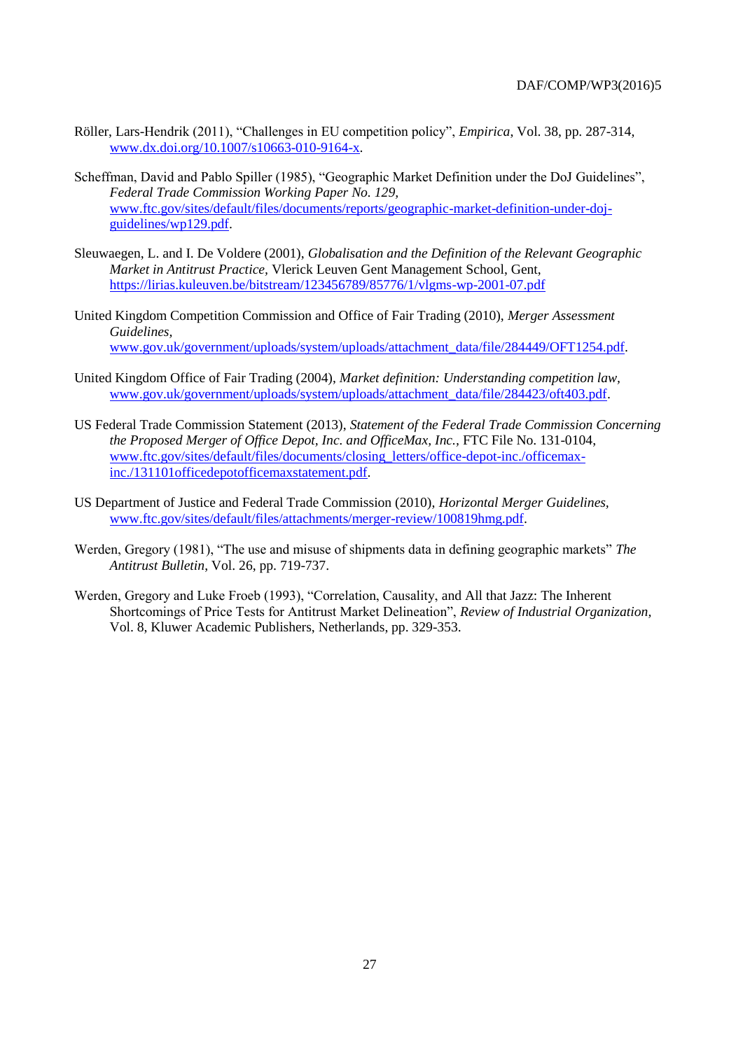Röller, Lars-Hendrik (2011), "Challenges in EU competition policy", *Empirica*, Vol. 38, pp. 287-314, www.dx.doi.org/10.1007/s10663-010-9164-x.

Scheffman, David and Pablo Spiller (1985), "Geographic Market Definition under the DoJ Guidelines", *Federal Trade Commission Working Paper No. 129*, www.ftc.gov/sites/default/files/documents/reports/geographic-market-definition-under-doj-guidelines/wp129.pdf.

Sleuwaegen, L. and I. De Voldere (2001), *Globalisation and the Definition of the Relevant Geographic Market in Antitrust Practice*, Vlerick Leuven Gent Management School, Gent, https://lirias.kuleuven.be/bitstream/123456789/85776/1/vlgms-wp-2001-07.pdf

United Kingdom Competition Commission and Office of Fair Trading (2010), *Merger Assessment Guidelines*, www.gov.uk/government/uploads/system/uploads/attachment_data/file/284449/OFT1254.pdf.

United Kingdom Office of Fair Trading (2004), *Market definition: Understanding competition law*, www.gov.uk/government/uploads/system/uploads/attachment_data/file/284423/oft403.pdf.

US Federal Trade Commission Statement (2013), *Statement of the Federal Trade Commission Concerning the Proposed Merger of Office Depot, Inc. and OfficeMax, Inc.*, FTC File No. 131-0104, www.ftc.gov/sites/default/files/documents/closing_letters/office-depot-inc./officemax-inc./131101officedepotofficemaxstatement.pdf.

US Department of Justice and Federal Trade Commission (2010), *Horizontal Merger Guidelines*, www.ftc.gov/sites/default/files/attachments/merger-review/100819hmg.pdf.

Werden, Gregory (1981), "The use and misuse of shipments data in defining geographic markets" *The Antitrust Bulletin*, Vol. 26, pp. 719-737.

Werden, Gregory and Luke Froeb (1993), "Correlation, Causality, and All that Jazz: The Inherent Shortcomings of Price Tests for Antitrust Market Delineation", *Review of Industrial Organization*, Vol. 8, Kluwer Academic Publishers, Netherlands, pp. 329-353.